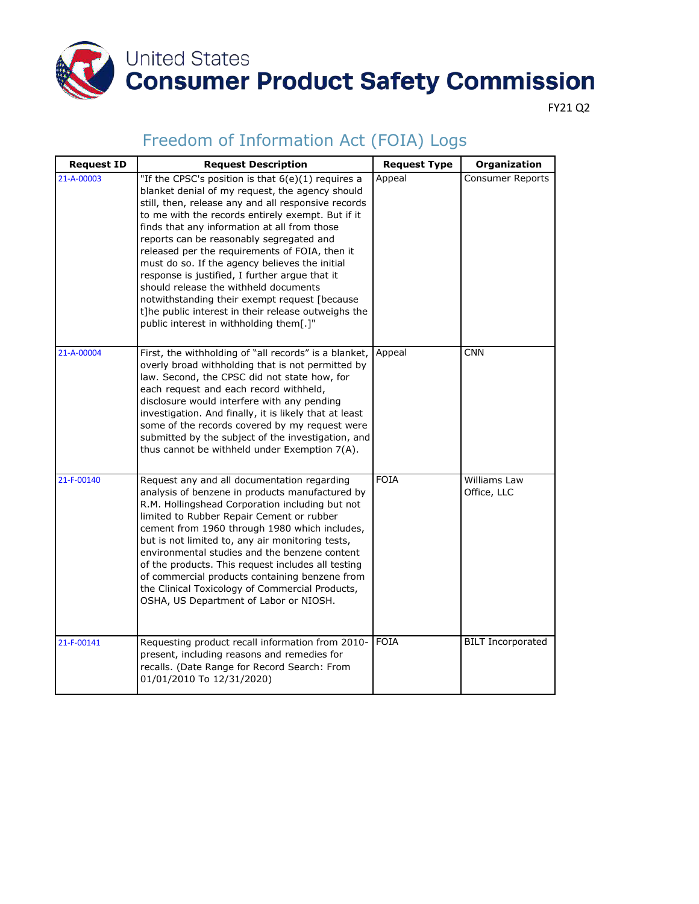# United States Consumer Product Safety Commission

FY21 Q2

## Freedom of Information Act (FOIA) Logs

| Request ID | Request Description | Request Type | Organization |
|---|---|---|---|
| 21-A-00003 | "If the CPSC's position is that 6(e)(1) requires a blanket denial of my request, the agency should still, then, release any and all responsive records to me with the records entirely exempt. But if it finds that any information at all from those reports can be reasonably segregated and released per the requirements of FOIA, then it must do so. If the agency believes the initial response is justified, I further argue that it should release the withheld documents notwithstanding their exempt request [because t]he public interest in their release outweighs the public interest in withholding them[.]" | Appeal | Consumer Reports |
| 21-A-00004 | First, the withholding of "all records" is a blanket, overly broad withholding that is not permitted by law. Second, the CPSC did not state how, for each request and each record withheld, disclosure would interfere with any pending investigation. And finally, it is likely that at least some of the records covered by my request were submitted by the subject of the investigation, and thus cannot be withheld under Exemption 7(A). | Appeal | CNN |
| 21-F-00140 | Request any and all documentation regarding analysis of benzene in products manufactured by R.M. Hollingshead Corporation including but not limited to Rubber Repair Cement or rubber cement from 1960 through 1980 which includes, but is not limited to, any air monitoring tests, environmental studies and the benzene content of the products. This request includes all testing of commercial products containing benzene from the Clinical Toxicology of Commercial Products, OSHA, US Department of Labor or NIOSH. | FOIA | Williams Law Office, LLC |
| 21-F-00141 | Requesting product recall information from 2010-present, including reasons and remedies for recalls. (Date Range for Record Search: From 01/01/2010 To 12/31/2020) | FOIA | BILT Incorporated |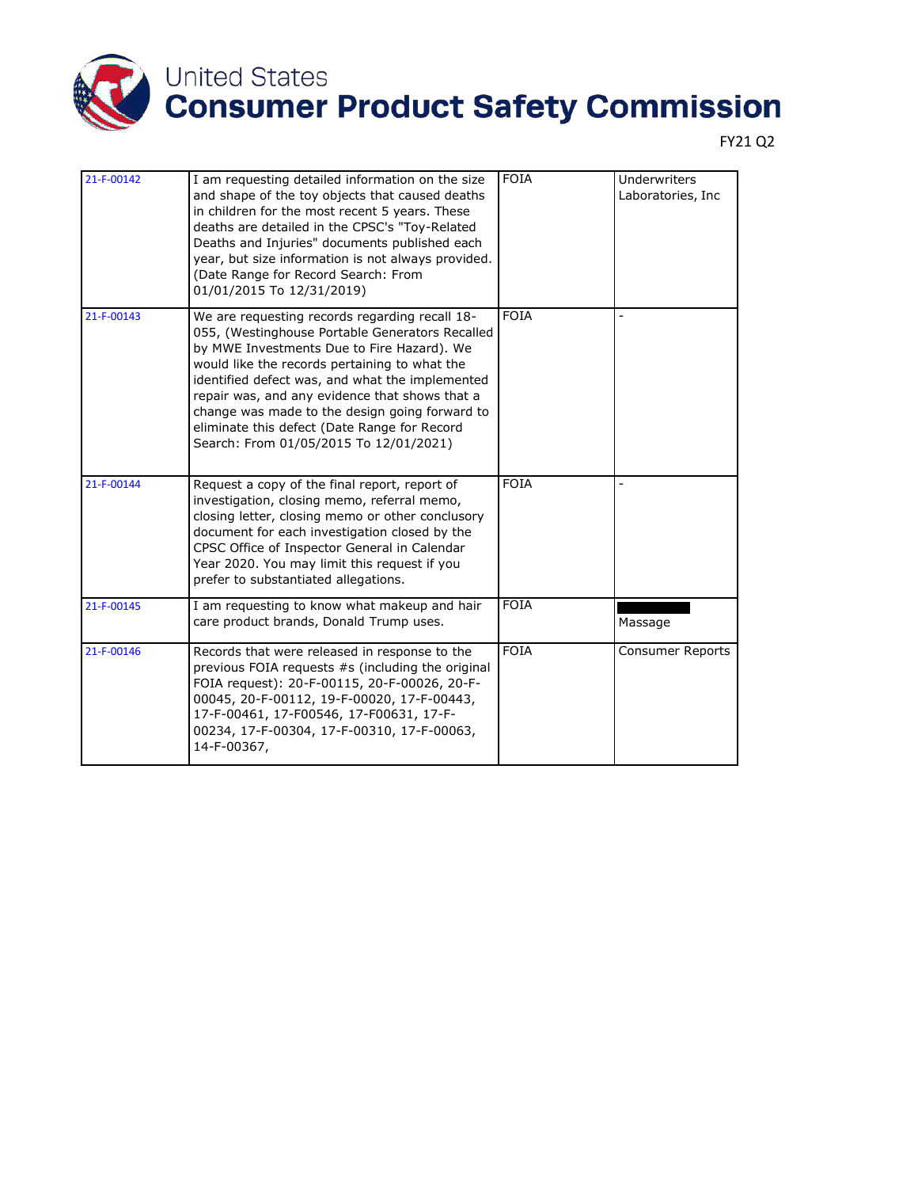| | | | |
|---|---|---|---|
| 21-F-00142 | I am requesting detailed information on the size and shape of the toy objects that caused deaths in children for the most recent 5 years. These deaths are detailed in the CPSC's "Toy-Related Deaths and Injuries" documents published each year, but size information is not always provided. (Date Range for Record Search: From 01/01/2015 To 12/31/2019) | FOIA | Underwriters Laboratories, Inc |
| 21-F-00143 | We are requesting records regarding recall 18-055, (Westinghouse Portable Generators Recalled by MWE Investments Due to Fire Hazard). We would like the records pertaining to what the identified defect was, and what the implemented repair was, and any evidence that shows that a change was made to the design going forward to eliminate this defect (Date Range for Record Search: From 01/05/2015 To 12/01/2021) | FOIA | - |
| 21-F-00144 | Request a copy of the final report, report of investigation, closing memo, referral memo, closing letter, closing memo or other conclusory document for each investigation closed by the CPSC Office of Inspector General in Calendar Year 2020. You may limit this request if you prefer to substantiated allegations. | FOIA | - |
| 21-F-00145 | I am requesting to know what makeup and hair care product brands, Donald Trump uses. | FOIA | [REDACTED] Massage |
| 21-F-00146 | Records that were released in response to the previous FOIA requests #s (including the original FOIA request): 20-F-00115, 20-F-00026, 20-F-00045, 20-F-00112, 19-F-00020, 17-F-00443, 17-F-00461, 17-F00546, 17-F00631, 17-F-00234, 17-F-00304, 17-F-00310, 17-F-00063, 14-F-00367, | FOIA | Consumer Reports |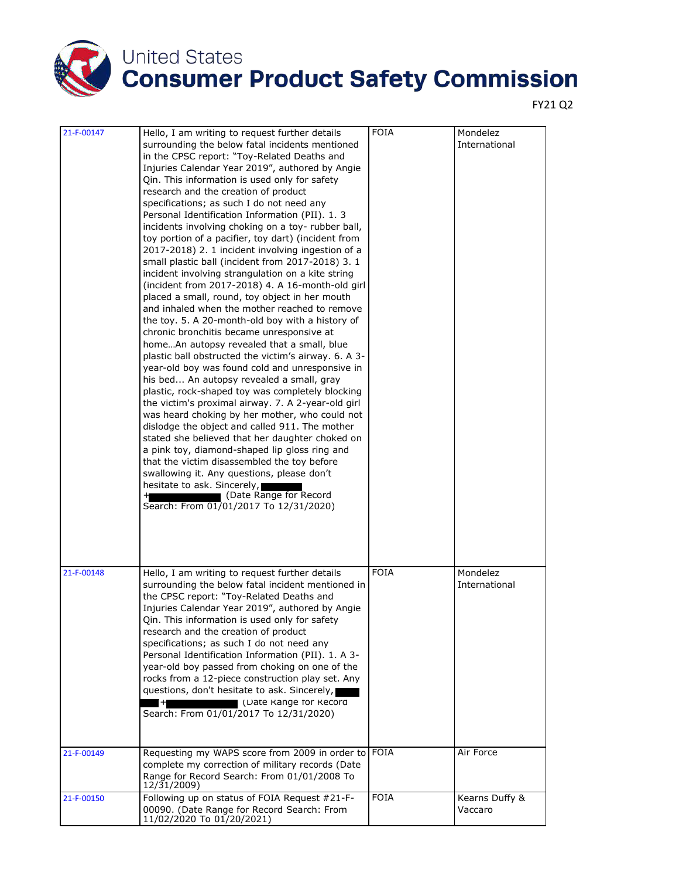FY21 Q2

| | | | |
|---|---|---|---|
| 21-F-00147 | Hello, I am writing to request further details surrounding the below fatal incidents mentioned in the CPSC report: "Toy-Related Deaths and Injuries Calendar Year 2019", authored by Angie Qin. This information is used only for safety research and the creation of product specifications; as such I do not need any Personal Identification Information (PII). 1. 3 incidents involving choking on a toy- rubber ball, toy portion of a pacifier, toy dart) (incident from 2017-2018) 2. 1 incident involving ingestion of a small plastic ball (incident from 2017-2018) 3. 1 incident involving strangulation on a kite string (incident from 2017-2018) 4. A 16-month-old girl placed a small, round, toy object in her mouth and inhaled when the mother reached to remove the toy. 5. A 20-month-old boy with a history of chronic bronchitis became unresponsive at home…An autopsy revealed that a small, blue plastic ball obstructed the victim's airway. 6. A 3-year-old boy was found cold and unresponsive in his bed... An autopsy revealed a small, gray plastic, rock-shaped toy was completely blocking the victim's proximal airway. 7. A 2-year-old girl was heard choking by her mother, who could not dislodge the object and called 911. The mother stated she believed that her daughter choked on a pink toy, diamond-shaped lip gloss ring and that the victim disassembled the toy before swallowing it. Any questions, please don't hesitate to ask. Sincerely, ████ +██████ (Date Range for Record Search: From 01/01/2017 To 12/31/2020) | FOIA | Mondelez International |
| 21-F-00148 | Hello, I am writing to request further details surrounding the below fatal incident mentioned in the CPSC report: "Toy-Related Deaths and Injuries Calendar Year 2019", authored by Angie Qin. This information is used only for safety research and the creation of product specifications; as such I do not need any Personal Identification Information (PII). 1. A 3-year-old boy passed from choking on one of the rocks from a 12-piece construction play set. Any questions, don't hesitate to ask. Sincerely, ████ +██████ (Date Range for Record Search: From 01/01/2017 To 12/31/2020) | FOIA | Mondelez International |
| 21-F-00149 | Requesting my WAPS score from 2009 in order to complete my correction of military records (Date Range for Record Search: From 01/01/2008 To 12/31/2009) | FOIA | Air Force |
| 21-F-00150 | Following up on status of FOIA Request #21-F-00090. (Date Range for Record Search: From 11/02/2020 To 01/20/2021) | FOIA | Kearns Duffy & Vaccaro |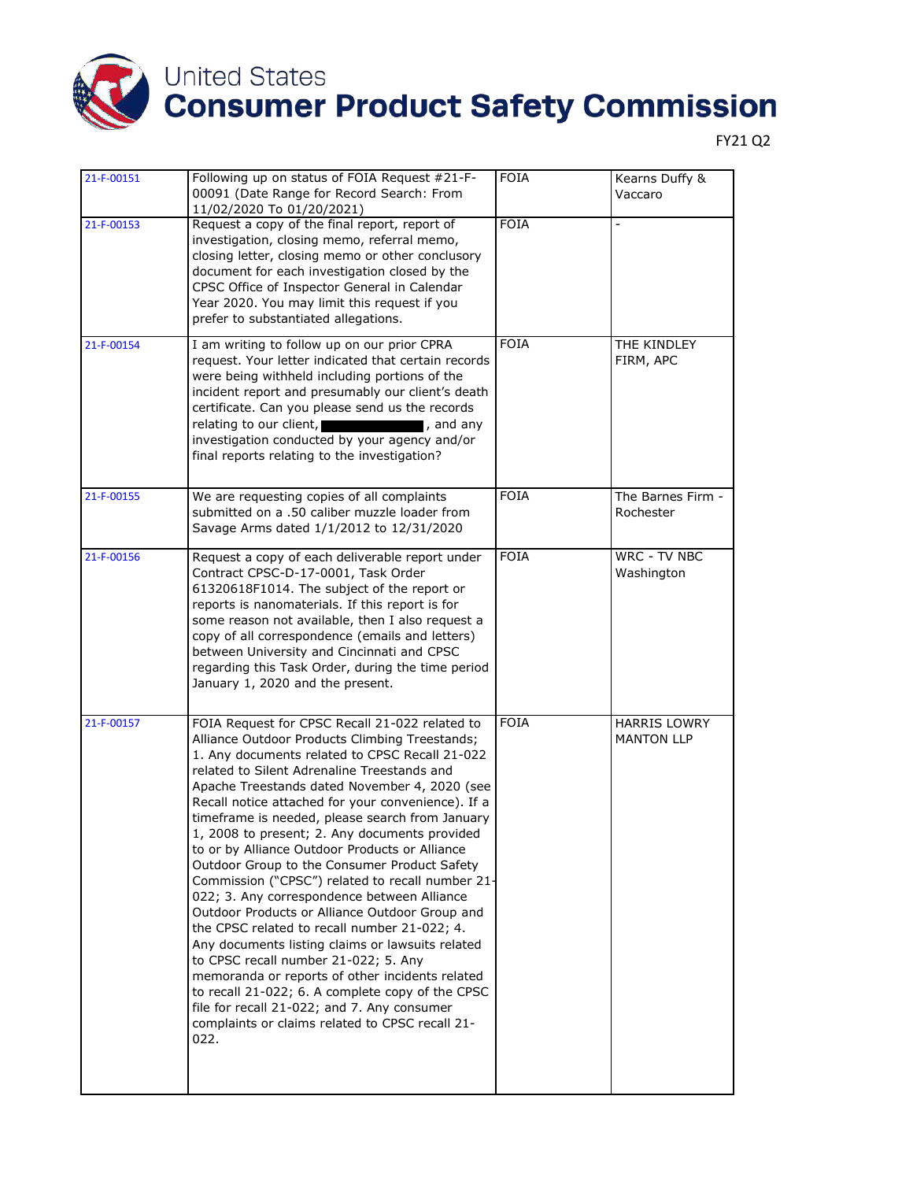FY21 Q2

| | | | |
|---|---|---|---|
| 21-F-00151 | Following up on status of FOIA Request #21-F-00091 (Date Range for Record Search: From 11/02/2020 To 01/20/2021) | FOIA | Kearns Duffy & Vaccaro |
| 21-F-00153 | Request a copy of the final report, report of investigation, closing memo, referral memo, closing letter, closing memo or other conclusory document for each investigation closed by the CPSC Office of Inspector General in Calendar Year 2020. You may limit this request if you prefer to substantiated allegations. | FOIA | - |
| 21-F-00154 | I am writing to follow up on our prior CPRA request. Your letter indicated that certain records were being withheld including portions of the incident report and presumably our client's death certificate. Can you please send us the records relating to our client, ████████, and any investigation conducted by your agency and/or final reports relating to the investigation? | FOIA | THE KINDLEY FIRM, APC |
| 21-F-00155 | We are requesting copies of all complaints submitted on a .50 caliber muzzle loader from Savage Arms dated 1/1/2012 to 12/31/2020 | FOIA | The Barnes Firm - Rochester |
| 21-F-00156 | Request a copy of each deliverable report under Contract CPSC-D-17-0001, Task Order 61320618F1014. The subject of the report or reports is nanomaterials. If this report is for some reason not available, then I also request a copy of all correspondence (emails and letters) between University and Cincinnati and CPSC regarding this Task Order, during the time period January 1, 2020 and the present. | FOIA | WRC - TV NBC Washington |
| 21-F-00157 | FOIA Request for CPSC Recall 21-022 related to Alliance Outdoor Products Climbing Treestands; 1. Any documents related to CPSC Recall 21-022 related to Silent Adrenaline Treestands and Apache Treestands dated November 4, 2020 (see Recall notice attached for your convenience). If a timeframe is needed, please search from January 1, 2008 to present; 2. Any documents provided to or by Alliance Outdoor Products or Alliance Outdoor Group to the Consumer Product Safety Commission ("CPSC") related to recall number 21-022; 3. Any correspondence between Alliance Outdoor Products or Alliance Outdoor Group and the CPSC related to recall number 21-022; 4. Any documents listing claims or lawsuits related to CPSC recall number 21-022; 5. Any memoranda or reports of other incidents related to recall 21-022; 6. A complete copy of the CPSC file for recall 21-022; and 7. Any consumer complaints or claims related to CPSC recall 21-022. | FOIA | HARRIS LOWRY MANTON LLP |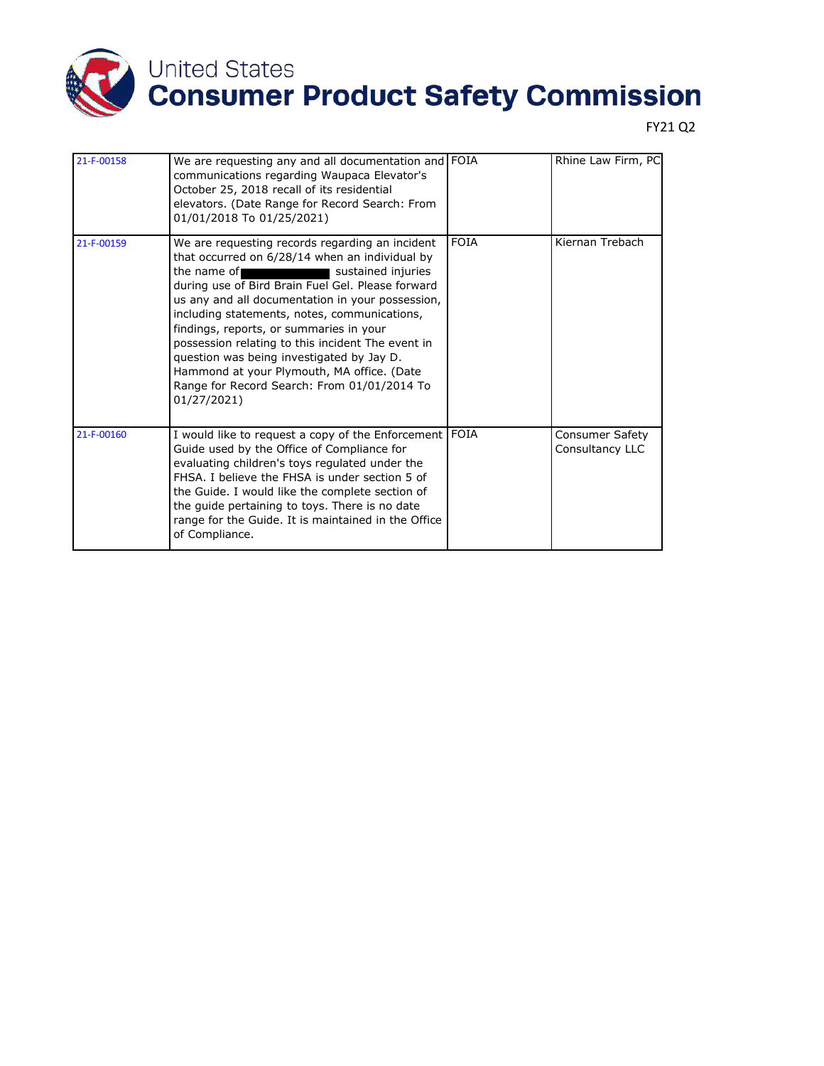FY21 Q2

| | | | |
|---|---|---|---|
| 21-F-00158 | We are requesting any and all documentation and communications regarding Waupaca Elevator's October 25, 2018 recall of its residential elevators. (Date Range for Record Search: From 01/01/2018 To 01/25/2021) | FOIA | Rhine Law Firm, PC |
| 21-F-00159 | We are requesting records regarding an incident that occurred on 6/28/14 when an individual by the name of [redacted] sustained injuries during use of Bird Brain Fuel Gel. Please forward us any and all documentation in your possession, including statements, notes, communications, findings, reports, or summaries in your possession relating to this incident The event in question was being investigated by Jay D. Hammond at your Plymouth, MA office. (Date Range for Record Search: From 01/01/2014 To 01/27/2021) | FOIA | Kiernan Trebach |
| 21-F-00160 | I would like to request a copy of the Enforcement Guide used by the Office of Compliance for evaluating children's toys regulated under the FHSA. I believe the FHSA is under section 5 of the Guide. I would like the complete section of the guide pertaining to toys. There is no date range for the Guide. It is maintained in the Office of Compliance. | FOIA | Consumer Safety Consultancy LLC |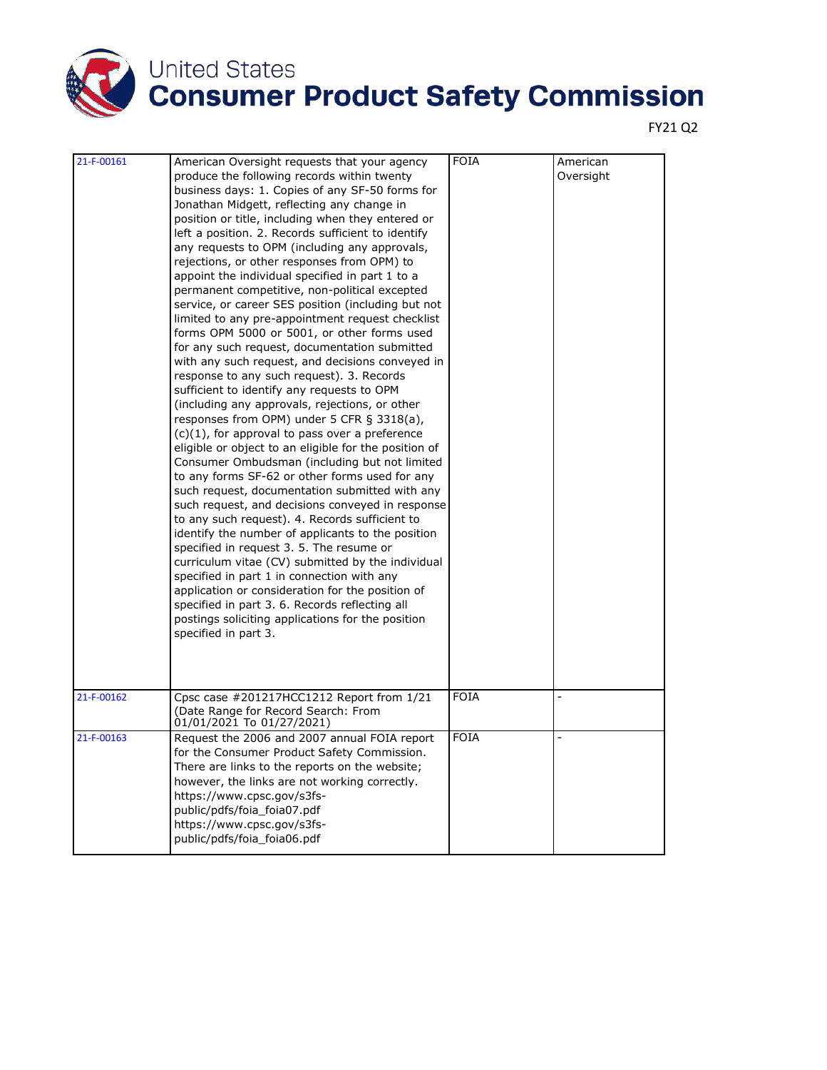| 21-F-00161 | American Oversight requests that your agency produce the following records within twenty business days: 1. Copies of any SF-50 forms for Jonathan Midgett, reflecting any change in position or title, including when they entered or left a position. 2. Records sufficient to identify any requests to OPM (including any approvals, rejections, or other responses from OPM) to appoint the individual specified in part 1 to a permanent competitive, non-political excepted service, or career SES position (including but not limited to any pre-appointment request checklist forms OPM 5000 or 5001, or other forms used for any such request, documentation submitted with any such request, and decisions conveyed in response to any such request). 3. Records sufficient to identify any requests to OPM (including any approvals, rejections, or other responses from OPM) under 5 CFR § 3318(a), (c)(1), for approval to pass over a preference eligible or object to an eligible for the position of Consumer Ombudsman (including but not limited to any forms SF-62 or other forms used for any such request, documentation submitted with any such request, and decisions conveyed in response to any such request). 4. Records sufficient to identify the number of applicants to the position specified in request 3. 5. The resume or curriculum vitae (CV) submitted by the individual specified in part 1 in connection with any application or consideration for the position of specified in part 3. 6. Records reflecting all postings soliciting applications for the position specified in part 3. | FOIA | American Oversight |
|---|---|---|---|
| 21-F-00162 | Cpsc case #201217HCC1212 Report from 1/21 (Date Range for Record Search: From 01/01/2021 To 01/27/2021) | FOIA | - |
| 21-F-00163 | Request the 2006 and 2007 annual FOIA report for the Consumer Product Safety Commission. There are links to the reports on the website; however, the links are not working correctly. https://www.cpsc.gov/s3fs-public/pdfs/foia_foia07.pdf https://www.cpsc.gov/s3fs-public/pdfs/foia_foia06.pdf | FOIA | - |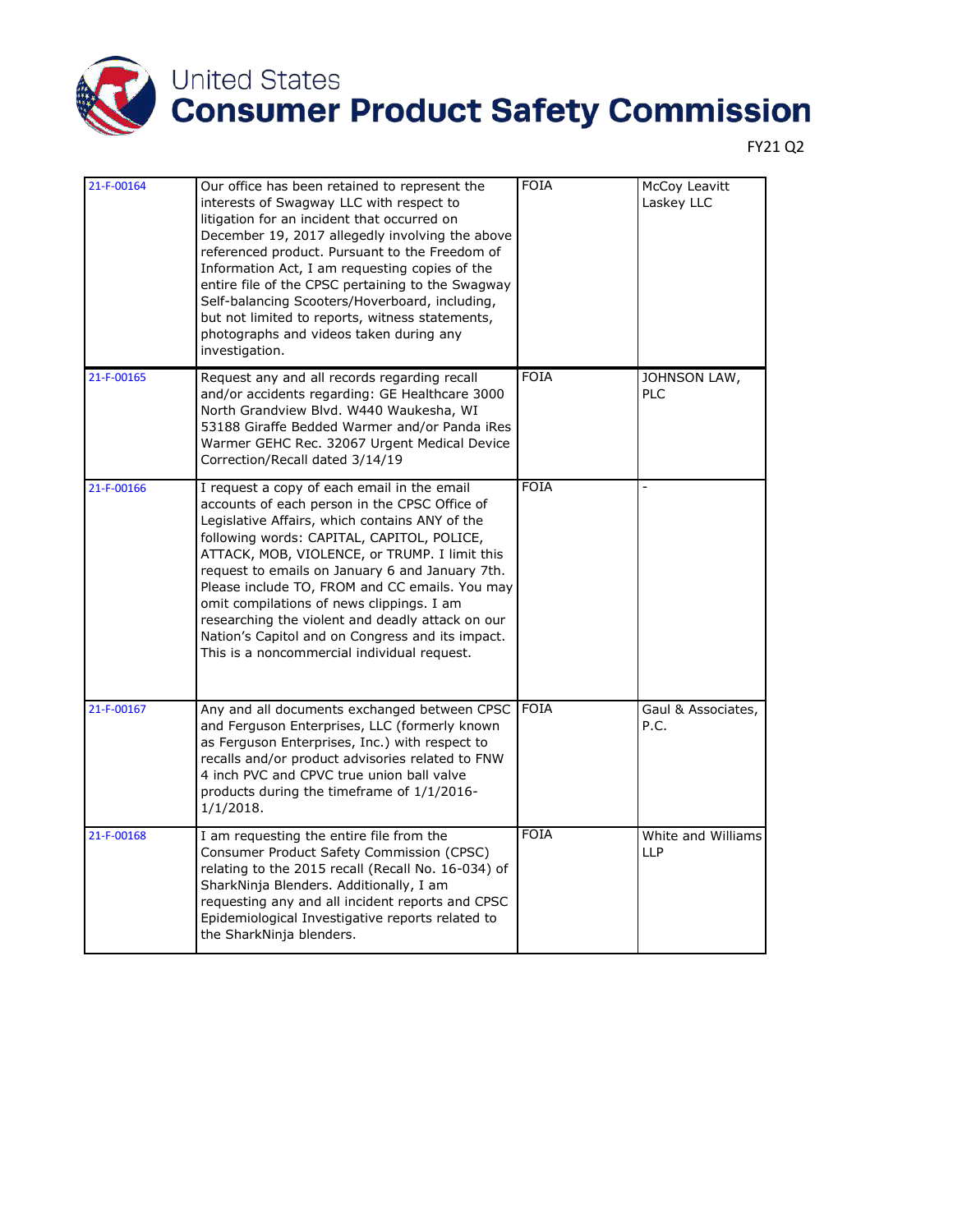| 21-F-00164 | Our office has been retained to represent the interests of Swagway LLC with respect to litigation for an incident that occurred on December 19, 2017 allegedly involving the above referenced product. Pursuant to the Freedom of Information Act, I am requesting copies of the entire file of the CPSC pertaining to the Swagway Self-balancing Scooters/Hoverboard, including, but not limited to reports, witness statements, photographs and videos taken during any investigation. | FOIA | McCoy Leavitt Laskey LLC |
|---|---|---|---|
| 21-F-00165 | Request any and all records regarding recall and/or accidents regarding: GE Healthcare 3000 North Grandview Blvd. W440 Waukesha, WI 53188 Giraffe Bedded Warmer and/or Panda iRes Warmer GEHC Rec. 32067 Urgent Medical Device Correction/Recall dated 3/14/19 | FOIA | JOHNSON LAW, PLC |
| 21-F-00166 | I request a copy of each email in the email accounts of each person in the CPSC Office of Legislative Affairs, which contains ANY of the following words: CAPITAL, CAPITOL, POLICE, ATTACK, MOB, VIOLENCE, or TRUMP. I limit this request to emails on January 6 and January 7th. Please include TO, FROM and CC emails. You may omit compilations of news clippings. I am researching the violent and deadly attack on our Nation's Capitol and on Congress and its impact. This is a noncommercial individual request. | FOIA | - |
| 21-F-00167 | Any and all documents exchanged between CPSC and Ferguson Enterprises, LLC (formerly known as Ferguson Enterprises, Inc.) with respect to recalls and/or product advisories related to FNW 4 inch PVC and CPVC true union ball valve products during the timeframe of 1/1/2016-1/1/2018. | FOIA | Gaul & Associates, P.C. |
| 21-F-00168 | I am requesting the entire file from the Consumer Product Safety Commission (CPSC) relating to the 2015 recall (Recall No. 16-034) of SharkNinja Blenders. Additionally, I am requesting any and all incident reports and CPSC Epidemiological Investigative reports related to the SharkNinja blenders. | FOIA | White and Williams LLP |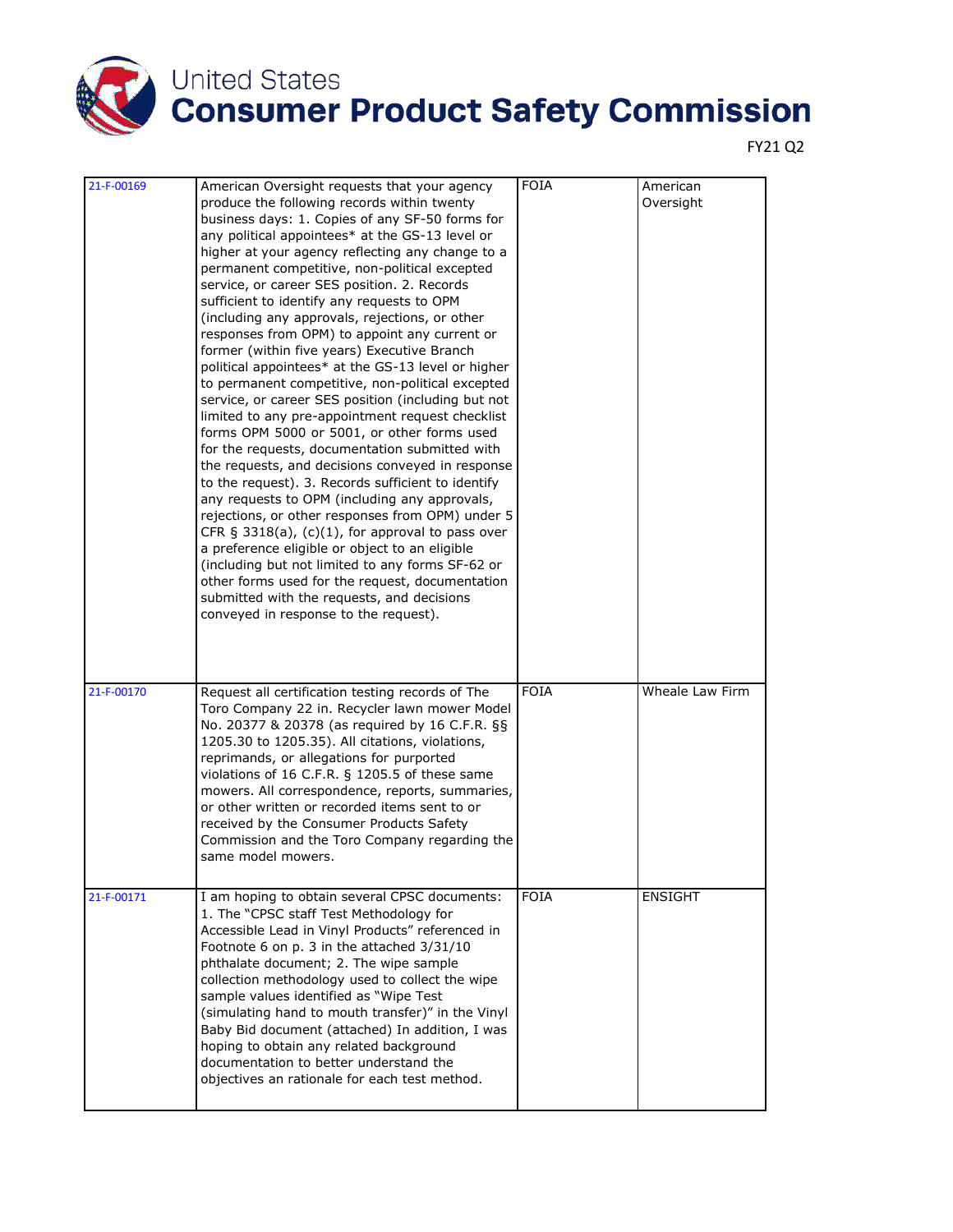| 21-F-00169 | American Oversight requests that your agency produce the following records within twenty business days: 1. Copies of any SF-50 forms for any political appointees* at the GS-13 level or higher at your agency reflecting any change to a permanent competitive, non-political excepted service, or career SES position. 2. Records sufficient to identify any requests to OPM (including any approvals, rejections, or other responses from OPM) to appoint any current or former (within five years) Executive Branch political appointees* at the GS-13 level or higher to permanent competitive, non-political excepted service, or career SES position (including but not limited to any pre-appointment request checklist forms OPM 5000 or 5001, or other forms used for the requests, documentation submitted with the requests, and decisions conveyed in response to the request). 3. Records sufficient to identify any requests to OPM (including any approvals, rejections, or other responses from OPM) under 5 CFR § 3318(a), (c)(1), for approval to pass over a preference eligible or object to an eligible (including but not limited to any forms SF-62 or other forms used for the request, documentation submitted with the requests, and decisions conveyed in response to the request). | FOIA | American Oversight |
|---|---|---|---|
| 21-F-00170 | Request all certification testing records of The Toro Company 22 in. Recycler lawn mower Model No. 20377 & 20378 (as required by 16 C.F.R. §§ 1205.30 to 1205.35). All citations, violations, reprimands, or allegations for purported violations of 16 C.F.R. § 1205.5 of these same mowers. All correspondence, reports, summaries, or other written or recorded items sent to or received by the Consumer Products Safety Commission and the Toro Company regarding the same model mowers. | FOIA | Wheale Law Firm |
| 21-F-00171 | I am hoping to obtain several CPSC documents: 1. The "CPSC staff Test Methodology for Accessible Lead in Vinyl Products" referenced in Footnote 6 on p. 3 in the attached 3/31/10 phthalate document; 2. The wipe sample collection methodology used to collect the wipe sample values identified as "Wipe Test (simulating hand to mouth transfer)" in the Vinyl Baby Bid document (attached) In addition, I was hoping to obtain any related background documentation to better understand the objectives an rationale for each test method. | FOIA | ENSIGHT |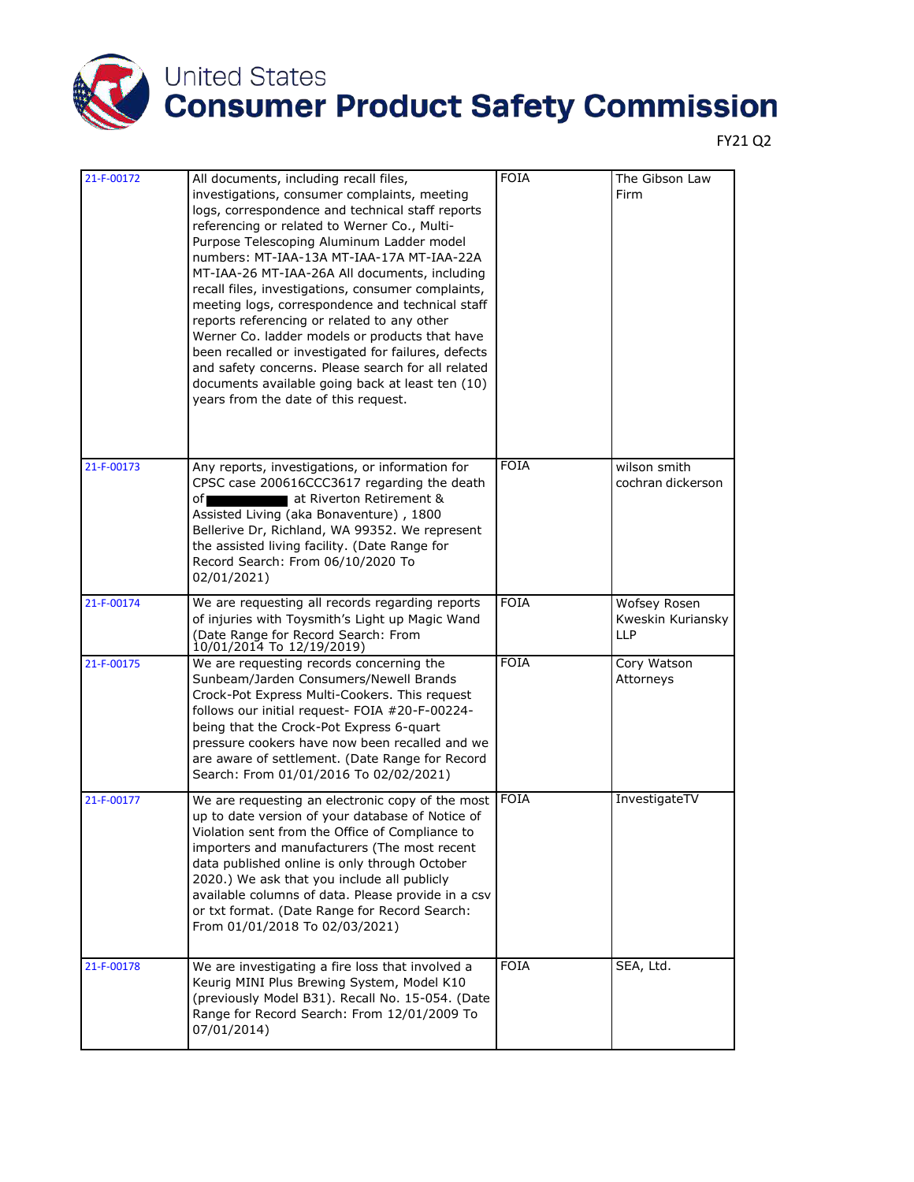FY21 Q2

| | | | |
|---|---|---|---|
| 21-F-00172 | All documents, including recall files, investigations, consumer complaints, meeting logs, correspondence and technical staff reports referencing or related to Werner Co., Multi-Purpose Telescoping Aluminum Ladder model numbers: MT-IAA-13A MT-IAA-17A MT-IAA-22A MT-IAA-26 MT-IAA-26A All documents, including recall files, investigations, consumer complaints, meeting logs, correspondence and technical staff reports referencing or related to any other Werner Co. ladder models or products that have been recalled or investigated for failures, defects and safety concerns. Please search for all related documents available going back at least ten (10) years from the date of this request. | FOIA | The Gibson Law Firm |
| 21-F-00173 | Any reports, investigations, or information for CPSC case 200616CCC3617 regarding the death of ██████ at Riverton Retirement & Assisted Living (aka Bonaventure) , 1800 Bellerive Dr, Richland, WA 99352. We represent the assisted living facility. (Date Range for Record Search: From 06/10/2020 To 02/01/2021) | FOIA | wilson smith cochran dickerson |
| 21-F-00174 | We are requesting all records regarding reports of injuries with Toysmith's Light up Magic Wand (Date Range for Record Search: From 10/01/2014 To 12/19/2019) | FOIA | Wofsey Rosen Kweskin Kuriansky LLP |
| 21-F-00175 | We are requesting records concerning the Sunbeam/Jarden Consumers/Newell Brands Crock-Pot Express Multi-Cookers. This request follows our initial request- FOIA #20-F-00224- being that the Crock-Pot Express 6-quart pressure cookers have now been recalled and we are aware of settlement. (Date Range for Record Search: From 01/01/2016 To 02/02/2021) | FOIA | Cory Watson Attorneys |
| 21-F-00177 | We are requesting an electronic copy of the most up to date version of your database of Notice of Violation sent from the Office of Compliance to importers and manufacturers (The most recent data published online is only through October 2020.) We ask that you include all publicly available columns of data. Please provide in a csv or txt format. (Date Range for Record Search: From 01/01/2018 To 02/03/2021) | FOIA | InvestigateTV |
| 21-F-00178 | We are investigating a fire loss that involved a Keurig MINI Plus Brewing System, Model K10 (previously Model B31). Recall No. 15-054. (Date Range for Record Search: From 12/01/2009 To 07/01/2014) | FOIA | SEA, Ltd. |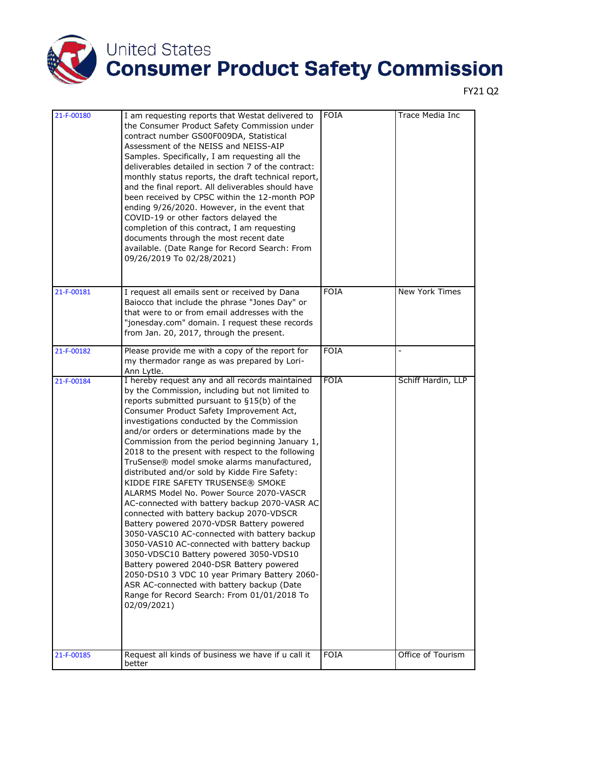# United States Consumer Product Safety Commission

FY21 Q2

| | | | |
|---|---|---|---|
| 21-F-00180 | I am requesting reports that Westat delivered to the Consumer Product Safety Commission under contract number GS00F009DA, Statistical Assessment of the NEISS and NEISS-AIP Samples. Specifically, I am requesting all the deliverables detailed in section 7 of the contract: monthly status reports, the draft technical report, and the final report. All deliverables should have been received by CPSC within the 12-month POP ending 9/26/2020. However, in the event that COVID-19 or other factors delayed the completion of this contract, I am requesting documents through the most recent date available. (Date Range for Record Search: From 09/26/2019 To 02/28/2021) | FOIA | Trace Media Inc |
| 21-F-00181 | I request all emails sent or received by Dana Baiocco that include the phrase "Jones Day" or that were to or from email addresses with the "jonesday.com" domain. I request these records from Jan. 20, 2017, through the present. | FOIA | New York Times |
| 21-F-00182 | Please provide me with a copy of the report for my thermador range as was prepared by Lori-Ann Lytle. | FOIA | - |
| 21-F-00184 | I hereby request any and all records maintained by the Commission, including but not limited to reports submitted pursuant to §15(b) of the Consumer Product Safety Improvement Act, investigations conducted by the Commission and/or orders or determinations made by the Commission from the period beginning January 1, 2018 to the present with respect to the following TruSense® model smoke alarms manufactured, distributed and/or sold by Kidde Fire Safety: KIDDE FIRE SAFETY TRUSENSE® SMOKE ALARMS Model No. Power Source 2070-VASCR AC-connected with battery backup 2070-VASR AC connected with battery backup 2070-VDSCR Battery powered 2070-VDSR Battery powered 3050-VASC10 AC-connected with battery backup 3050-VAS10 AC-connected with battery backup 3050-VDSC10 Battery powered 3050-VDS10 Battery powered 2040-DSR Battery powered 2050-DS10 3 VDC 10 year Primary Battery 2060-ASR AC-connected with battery backup (Date Range for Record Search: From 01/01/2018 To 02/09/2021) | FOIA | Schiff Hardin, LLP |
| 21-F-00185 | Request all kinds of business we have if u call it better | FOIA | Office of Tourism |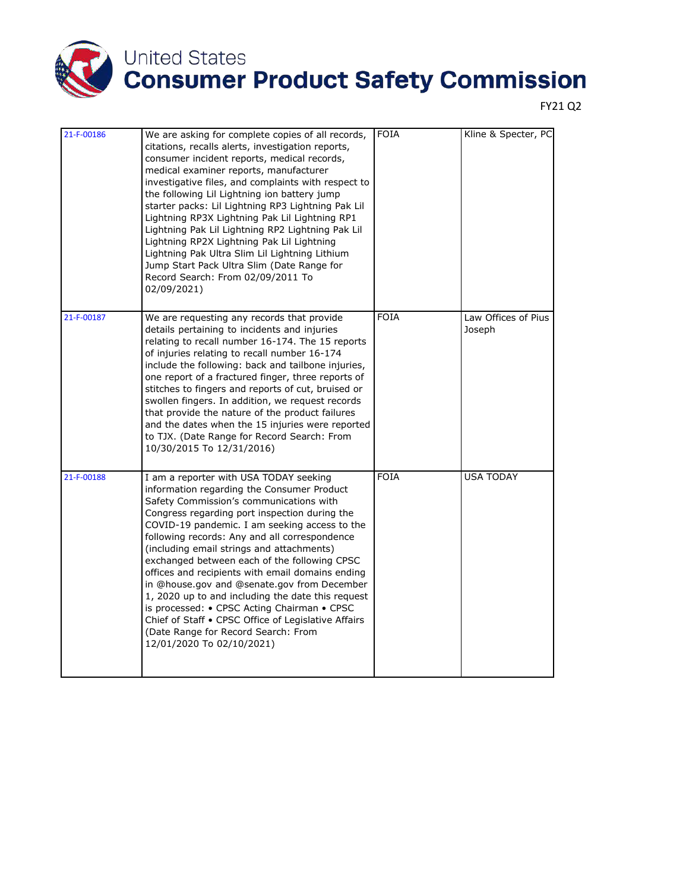| 21-F-00186 | We are asking for complete copies of all records, citations, recalls alerts, investigation reports, consumer incident reports, medical records, medical examiner reports, manufacturer investigative files, and complaints with respect to the following Lil Lightning ion battery jump starter packs: Lil Lightning RP3 Lightning Pak Lil Lightning RP3X Lightning Pak Lil Lightning RP1 Lightning Pak Lil Lightning RP2 Lightning Pak Lil Lightning RP2X Lightning Pak Lil Lightning Lightning Pak Ultra Slim Lil Lightning Lithium Jump Start Pack Ultra Slim (Date Range for Record Search: From 02/09/2011 To 02/09/2021) | FOIA | Kline & Specter, PC |
|---|---|---|---|
| 21-F-00187 | We are requesting any records that provide details pertaining to incidents and injuries relating to recall number 16-174. The 15 reports of injuries relating to recall number 16-174 include the following: back and tailbone injuries, one report of a fractured finger, three reports of stitches to fingers and reports of cut, bruised or swollen fingers. In addition, we request records that provide the nature of the product failures and the dates when the 15 injuries were reported to TJX. (Date Range for Record Search: From 10/30/2015 To 12/31/2016) | FOIA | Law Offices of Pius Joseph |
| 21-F-00188 | I am a reporter with USA TODAY seeking information regarding the Consumer Product Safety Commission's communications with Congress regarding port inspection during the COVID-19 pandemic. I am seeking access to the following records: Any and all correspondence (including email strings and attachments) exchanged between each of the following CPSC offices and recipients with email domains ending in @house.gov and @senate.gov from December 1, 2020 up to and including the date this request is processed: • CPSC Acting Chairman • CPSC Chief of Staff • CPSC Office of Legislative Affairs (Date Range for Record Search: From 12/01/2020 To 02/10/2021) | FOIA | USA TODAY |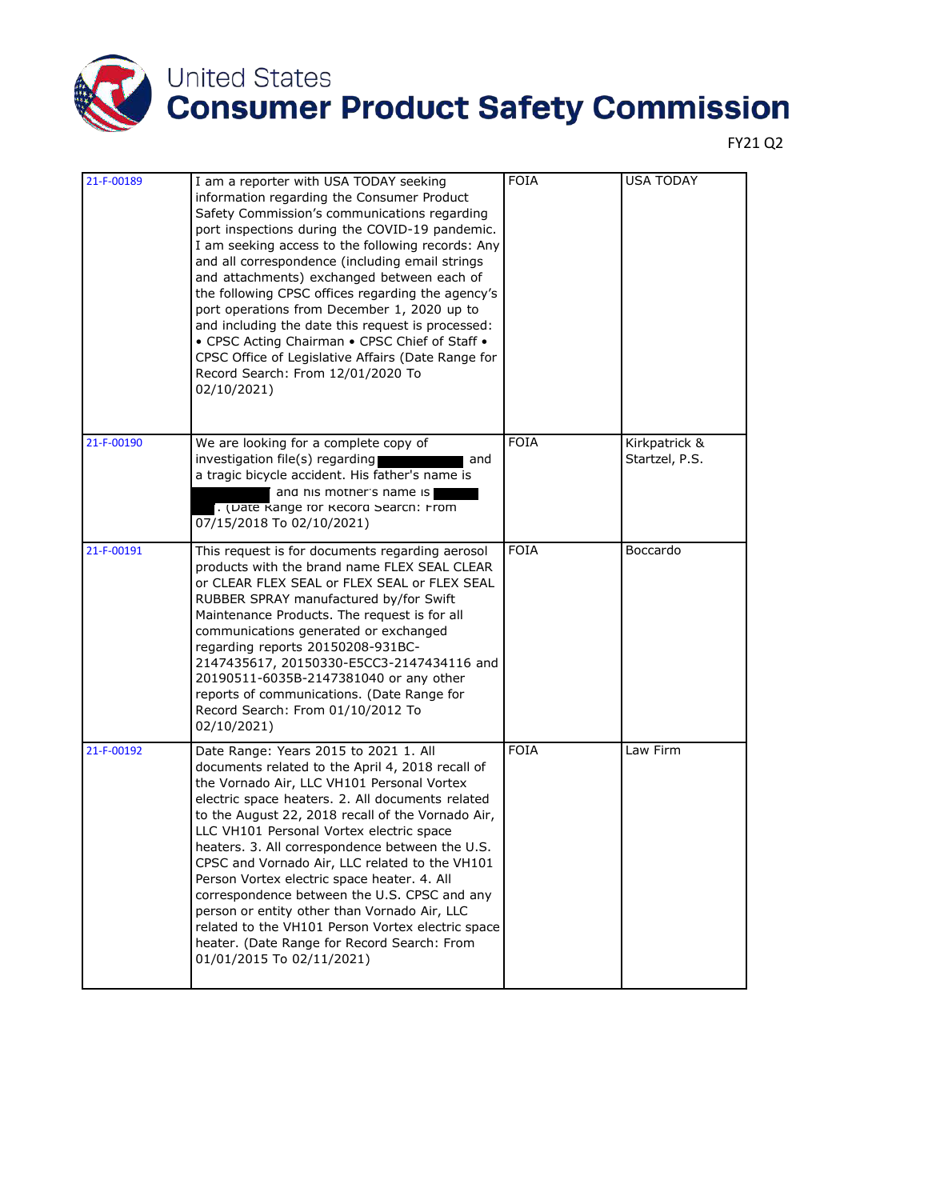FY21 Q2

| 21-F-00189 | I am a reporter with USA TODAY seeking information regarding the Consumer Product Safety Commission's communications regarding port inspections during the COVID-19 pandemic. I am seeking access to the following records: Any and all correspondence (including email strings and attachments) exchanged between each of the following CPSC offices regarding the agency's port operations from December 1, 2020 up to and including the date this request is processed: • CPSC Acting Chairman • CPSC Chief of Staff • CPSC Office of Legislative Affairs (Date Range for Record Search: From 12/01/2020 To 02/10/2021) | FOIA | USA TODAY |
|---|---|---|---|
| 21-F-00190 | We are looking for a complete copy of investigation file(s) regarding [redacted] and a tragic bicycle accident. His father's name is [redacted] and his mother's name is [redacted]. (Date Range for Record Search: From 07/15/2018 To 02/10/2021) | FOIA | Kirkpatrick & Startzel, P.S. |
| 21-F-00191 | This request is for documents regarding aerosol products with the brand name FLEX SEAL CLEAR or CLEAR FLEX SEAL or FLEX SEAL or FLEX SEAL RUBBER SPRAY manufactured by/for Swift Maintenance Products. The request is for all communications generated or exchanged regarding reports 20150208-931BC-2147435617, 20150330-E5CC3-2147434116 and 20190511-6035B-2147381040 or any other reports of communications. (Date Range for Record Search: From 01/10/2012 To 02/10/2021) | FOIA | Boccardo |
| 21-F-00192 | Date Range: Years 2015 to 2021 1. All documents related to the April 4, 2018 recall of the Vornado Air, LLC VH101 Personal Vortex electric space heaters. 2. All documents related to the August 22, 2018 recall of the Vornado Air, LLC VH101 Personal Vortex electric space heaters. 3. All correspondence between the U.S. CPSC and Vornado Air, LLC related to the VH101 Person Vortex electric space heater. 4. All correspondence between the U.S. CPSC and any person or entity other than Vornado Air, LLC related to the VH101 Person Vortex electric space heater. (Date Range for Record Search: From 01/01/2015 To 02/11/2021) | FOIA | Law Firm |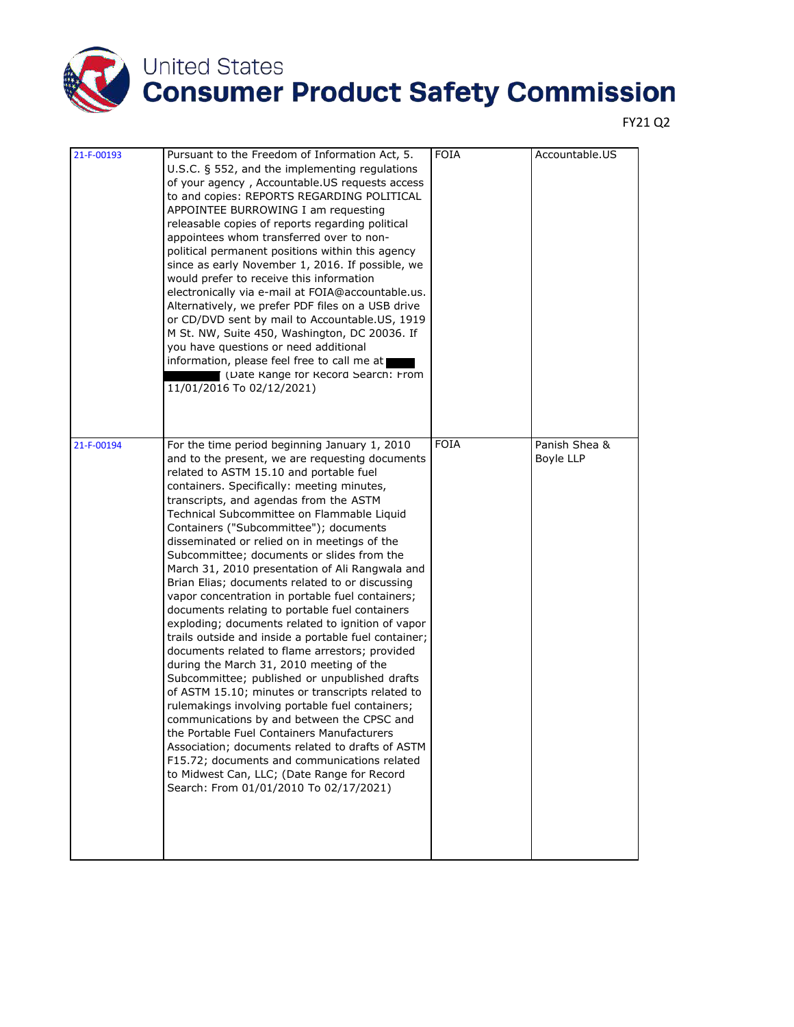# United States Consumer Product Safety Commission

FY21 Q2

| | | | |
|---|---|---|---|
| 21-F-00193 | Pursuant to the Freedom of Information Act, 5. U.S.C. § 552, and the implementing regulations of your agency , Accountable.US requests access to and copies: REPORTS REGARDING POLITICAL APPOINTEE BURROWING I am requesting releasable copies of reports regarding political appointees whom transferred over to non-political permanent positions within this agency since as early November 1, 2016. If possible, we would prefer to receive this information electronically via e-mail at FOIA@accountable.us. Alternatively, we prefer PDF files on a USB drive or CD/DVD sent by mail to Accountable.US, 1919 M St. NW, Suite 450, Washington, DC 20036. If you have questions or need additional information, please feel free to call me at ████ ████ (Date Range for Record Search: From 11/01/2016 To 02/12/2021) | FOIA | Accountable.US |
| 21-F-00194 | For the time period beginning January 1, 2010 and to the present, we are requesting documents related to ASTM 15.10 and portable fuel containers. Specifically: meeting minutes, transcripts, and agendas from the ASTM Technical Subcommittee on Flammable Liquid Containers ("Subcommittee"); documents disseminated or relied on in meetings of the Subcommittee; documents or slides from the March 31, 2010 presentation of Ali Rangwala and Brian Elias; documents related to or discussing vapor concentration in portable fuel containers; documents relating to portable fuel containers exploding; documents related to ignition of vapor trails outside and inside a portable fuel container; documents related to flame arrestors; provided during the March 31, 2010 meeting of the Subcommittee; published or unpublished drafts of ASTM 15.10; minutes or transcripts related to rulemakings involving portable fuel containers; communications by and between the CPSC and the Portable Fuel Containers Manufacturers Association; documents related to drafts of ASTM F15.72; documents and communications related to Midwest Can, LLC; (Date Range for Record Search: From 01/01/2010 To 02/17/2021) | FOIA | Panish Shea & Boyle LLP |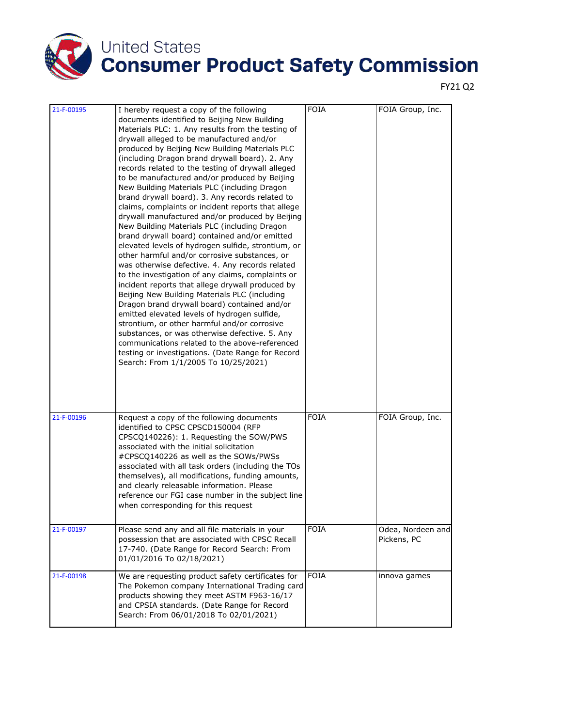# United States Consumer Product Safety Commission

FY21 Q2

| | | | |
|---|---|---|---|
| 21-F-00195 | I hereby request a copy of the following documents identified to Beijing New Building Materials PLC: 1. Any results from the testing of drywall alleged to be manufactured and/or produced by Beijing New Building Materials PLC (including Dragon brand drywall board). 2. Any records related to the testing of drywall alleged to be manufactured and/or produced by Beijing New Building Materials PLC (including Dragon brand drywall board). 3. Any records related to claims, complaints or incident reports that allege drywall manufactured and/or produced by Beijing New Building Materials PLC (including Dragon brand drywall board) contained and/or emitted elevated levels of hydrogen sulfide, strontium, or other harmful and/or corrosive substances, or was otherwise defective. 4. Any records related to the investigation of any claims, complaints or incident reports that allege drywall produced by Beijing New Building Materials PLC (including Dragon brand drywall board) contained and/or emitted elevated levels of hydrogen sulfide, strontium, or other harmful and/or corrosive substances, or was otherwise defective. 5. Any communications related to the above-referenced testing or investigations. (Date Range for Record Search: From 1/1/2005 To 10/25/2021) | FOIA | FOIA Group, Inc. |
| 21-F-00196 | Request a copy of the following documents identified to CPSC CPSCD150004 (RFP CPSCQ140226): 1. Requesting the SOW/PWS associated with the initial solicitation #CPSCQ140226 as well as the SOWs/PWSs associated with all task orders (including the TOs themselves), all modifications, funding amounts, and clearly releasable information. Please reference our FGI case number in the subject line when corresponding for this request | FOIA | FOIA Group, Inc. |
| 21-F-00197 | Please send any and all file materials in your possession that are associated with CPSC Recall 17-740. (Date Range for Record Search: From 01/01/2016 To 02/18/2021) | FOIA | Odea, Nordeen and Pickens, PC |
| 21-F-00198 | We are requesting product safety certificates for The Pokemon company International Trading card products showing they meet ASTM F963-16/17 and CPSIA standards. (Date Range for Record Search: From 06/01/2018 To 02/01/2021) | FOIA | innova games |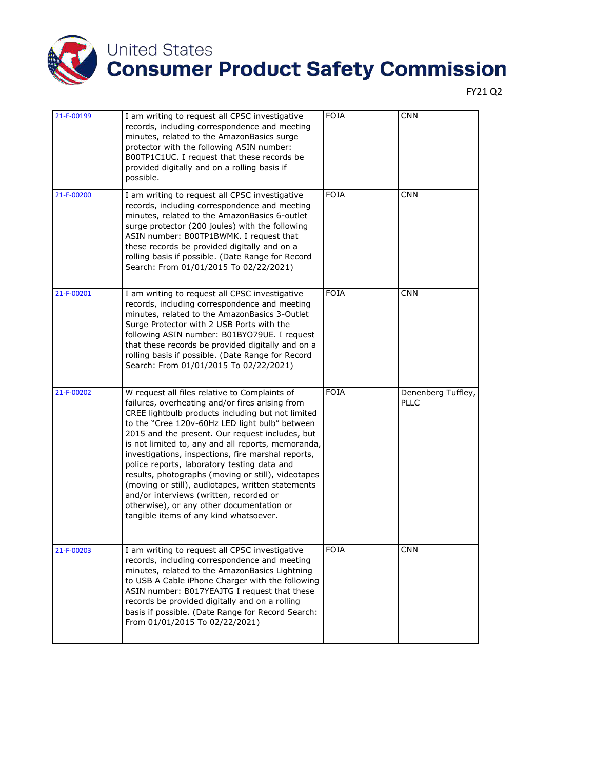| 21-F-00199 | I am writing to request all CPSC investigative records, including correspondence and meeting minutes, related to the AmazonBasics surge protector with the following ASIN number: B00TP1C1UC. I request that these records be provided digitally and on a rolling basis if possible. | FOIA | CNN |
|---|---|---|---|
| 21-F-00200 | I am writing to request all CPSC investigative records, including correspondence and meeting minutes, related to the AmazonBasics 6-outlet surge protector (200 joules) with the following ASIN number: B00TP1BWMK. I request that these records be provided digitally and on a rolling basis if possible. (Date Range for Record Search: From 01/01/2015 To 02/22/2021) | FOIA | CNN |
| 21-F-00201 | I am writing to request all CPSC investigative records, including correspondence and meeting minutes, related to the AmazonBasics 3-Outlet Surge Protector with 2 USB Ports with the following ASIN number: B01BYO79UE. I request that these records be provided digitally and on a rolling basis if possible. (Date Range for Record Search: From 01/01/2015 To 02/22/2021) | FOIA | CNN |
| 21-F-00202 | W request all files relative to Complaints of failures, overheating and/or fires arising from CREE lightbulb products including but not limited to the "Cree 120v-60Hz LED light bulb" between 2015 and the present. Our request includes, but is not limited to, any and all reports, memoranda, investigations, inspections, fire marshal reports, police reports, laboratory testing data and results, photographs (moving or still), videotapes (moving or still), audiotapes, written statements and/or interviews (written, recorded or otherwise), or any other documentation or tangible items of any kind whatsoever. | FOIA | Denenberg Tuffley, PLLC |
| 21-F-00203 | I am writing to request all CPSC investigative records, including correspondence and meeting minutes, related to the AmazonBasics Lightning to USB A Cable iPhone Charger with the following ASIN number: B017YEAJTG I request that these records be provided digitally and on a rolling basis if possible. (Date Range for Record Search: From 01/01/2015 To 02/22/2021) | FOIA | CNN |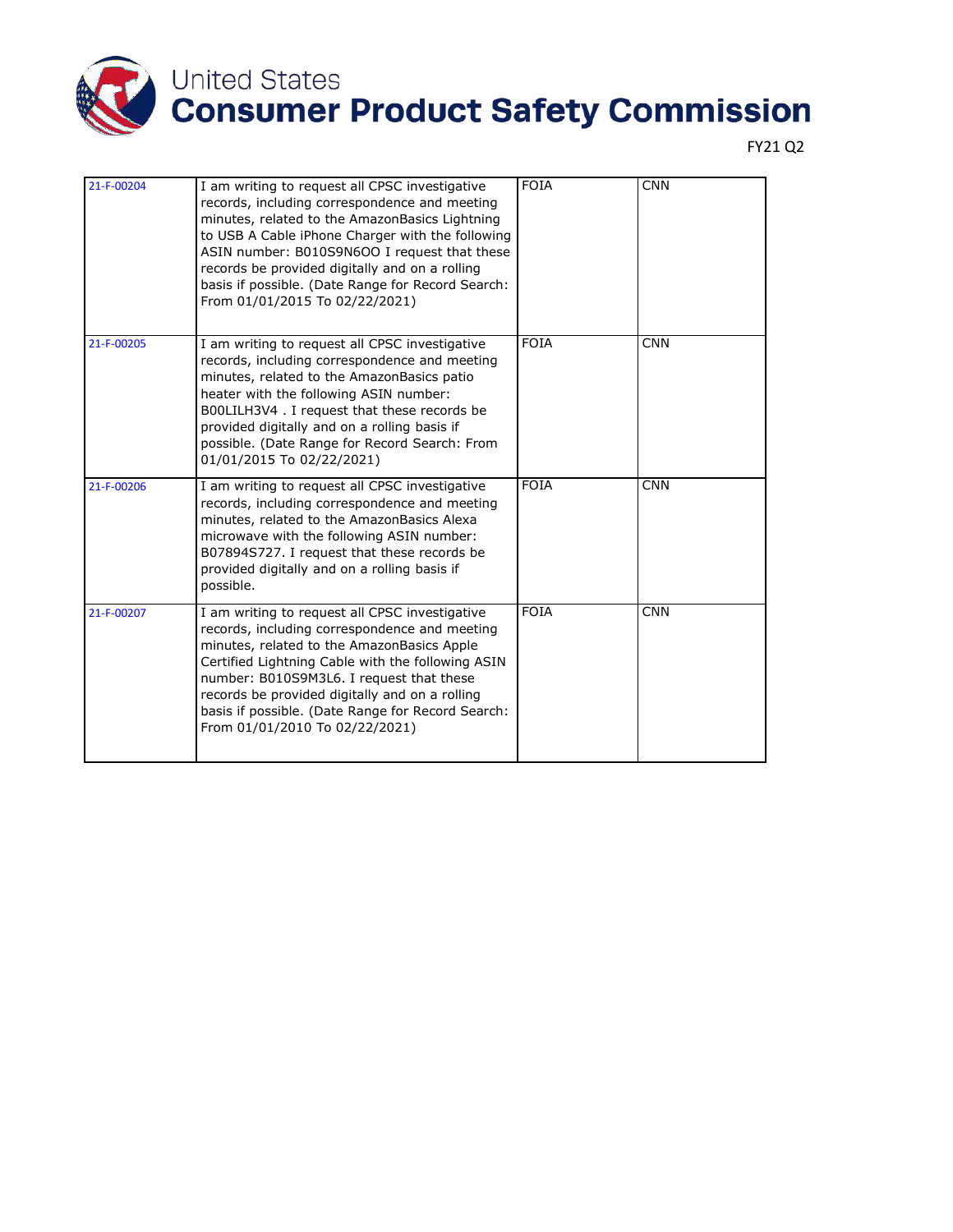# United States Consumer Product Safety Commission

FY21 Q2

| | | | |
|---|---|---|---|
| 21-F-00204 | I am writing to request all CPSC investigative records, including correspondence and meeting minutes, related to the AmazonBasics Lightning to USB A Cable iPhone Charger with the following ASIN number: B010S9N6OO I request that these records be provided digitally and on a rolling basis if possible. (Date Range for Record Search: From 01/01/2015 To 02/22/2021) | FOIA | CNN |
| 21-F-00205 | I am writing to request all CPSC investigative records, including correspondence and meeting minutes, related to the AmazonBasics patio heater with the following ASIN number: B00LILH3V4 . I request that these records be provided digitally and on a rolling basis if possible. (Date Range for Record Search: From 01/01/2015 To 02/22/2021) | FOIA | CNN |
| 21-F-00206 | I am writing to request all CPSC investigative records, including correspondence and meeting minutes, related to the AmazonBasics Alexa microwave with the following ASIN number: B07894S727. I request that these records be provided digitally and on a rolling basis if possible. | FOIA | CNN |
| 21-F-00207 | I am writing to request all CPSC investigative records, including correspondence and meeting minutes, related to the AmazonBasics Apple Certified Lightning Cable with the following ASIN number: B010S9M3L6. I request that these records be provided digitally and on a rolling basis if possible. (Date Range for Record Search: From 01/01/2010 To 02/22/2021) | FOIA | CNN |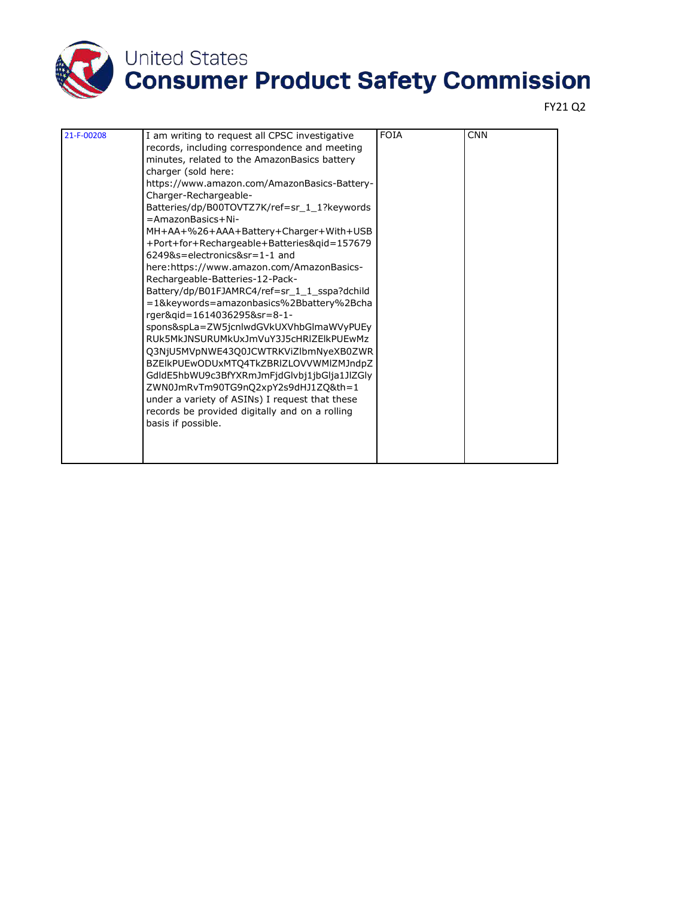| 21-F-00208 | I am writing to request all CPSC investigative records, including correspondence and meeting minutes, related to the AmazonBasics battery charger (sold here: https://www.amazon.com/AmazonBasics-Battery-Charger-Rechargeable-Batteries/dp/B00TOVTZ7K/ref=sr_1_1?keywords=AmazonBasics+Ni-MH+AA+%26+AAA+Battery+Charger+With+USB+Port+for+Rechargeable+Batteries&qid=1576796249&s=electronics&sr=1-1 and here:https://www.amazon.com/AmazonBasics-Rechargeable-Batteries-12-Pack-Battery/dp/B01FJAMRC4/ref=sr_1_1_sspa?dchild=1&keywords=amazonbasics%2Bbattery%2Bcharger&qid=1614036295&sr=8-1-spons&spLa=ZW5jcnlwdGVkUXVhbGlmaWVyPUEyRUk5MkJNSURUMkUxJmVuY3J5cHRlZElkPUEwMzQ3NjU5MVpNWE43Q0JCWTRKViZlbmNyeXB0ZWRBZElkPUEwODUxMTQ4TkZBRlZLOVVWMlZMJndpZGdldE5hbWU9c3BfYXRmJmFjdGlvbj1jbGlja1JlZGlyZWN0JmRvTm90TG9nQ2xpY2s9dHJ1ZQ&th=1 under a variety of ASINs) I request that these records be provided digitally and on a rolling basis if possible. | FOIA | CNN |
|---|---|---|---|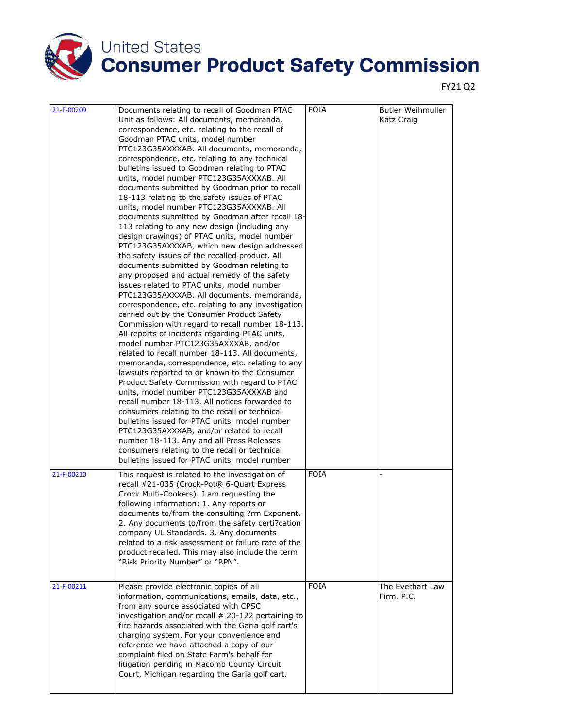# United States Consumer Product Safety Commission

FY21 Q2

| | | | |
|---|---|---|---|
| 21-F-00209 | Documents relating to recall of Goodman PTAC Unit as follows: All documents, memoranda, correspondence, etc. relating to the recall of Goodman PTAC units, model number PTC123G35AXXXAB. All documents, memoranda, correspondence, etc. relating to any technical bulletins issued to Goodman relating to PTAC units, model number PTC123G35AXXXAB. All documents submitted by Goodman prior to recall 18-113 relating to the safety issues of PTAC units, model number PTC123G35AXXXAB. All documents submitted by Goodman after recall 18-113 relating to any new design (including any design drawings) of PTAC units, model number PTC123G35AXXXAB, which new design addressed the safety issues of the recalled product. All documents submitted by Goodman relating to any proposed and actual remedy of the safety issues related to PTAC units, model number PTC123G35AXXXAB. All documents, memoranda, correspondence, etc. relating to any investigation carried out by the Consumer Product Safety Commission with regard to recall number 18-113. All reports of incidents regarding PTAC units, model number PTC123G35AXXXAB, and/or related to recall number 18-113. All documents, memoranda, correspondence, etc. relating to any lawsuits reported to or known to the Consumer Product Safety Commission with regard to PTAC units, model number PTC123G35AXXXAB and recall number 18-113. All notices forwarded to consumers relating to the recall or technical bulletins issued for PTAC units, model number PTC123G35AXXXAB, and/or related to recall number 18-113. Any and all Press Releases consumers relating to the recall or technical bulletins issued for PTAC units, model number | FOIA | Butler Weihmuller Katz Craig |
| 21-F-00210 | This request is related to the investigation of recall #21-035 (Crock-Pot® 6-Quart Express Crock Multi-Cookers). I am requesting the following information: 1. Any reports or documents to/from the consulting ?rm Exponent. 2. Any documents to/from the safety certi?cation company UL Standards. 3. Any documents related to a risk assessment or failure rate of the product recalled. This may also include the term "Risk Priority Number" or "RPN". | FOIA | - |
| 21-F-00211 | Please provide electronic copies of all information, communications, emails, data, etc., from any source associated with CPSC investigation and/or recall # 20-122 pertaining to fire hazards associated with the Garia golf cart's charging system. For your convenience and reference we have attached a copy of our complaint filed on State Farm's behalf for litigation pending in Macomb County Circuit Court, Michigan regarding the Garia golf cart. | FOIA | The Everhart Law Firm, P.C. |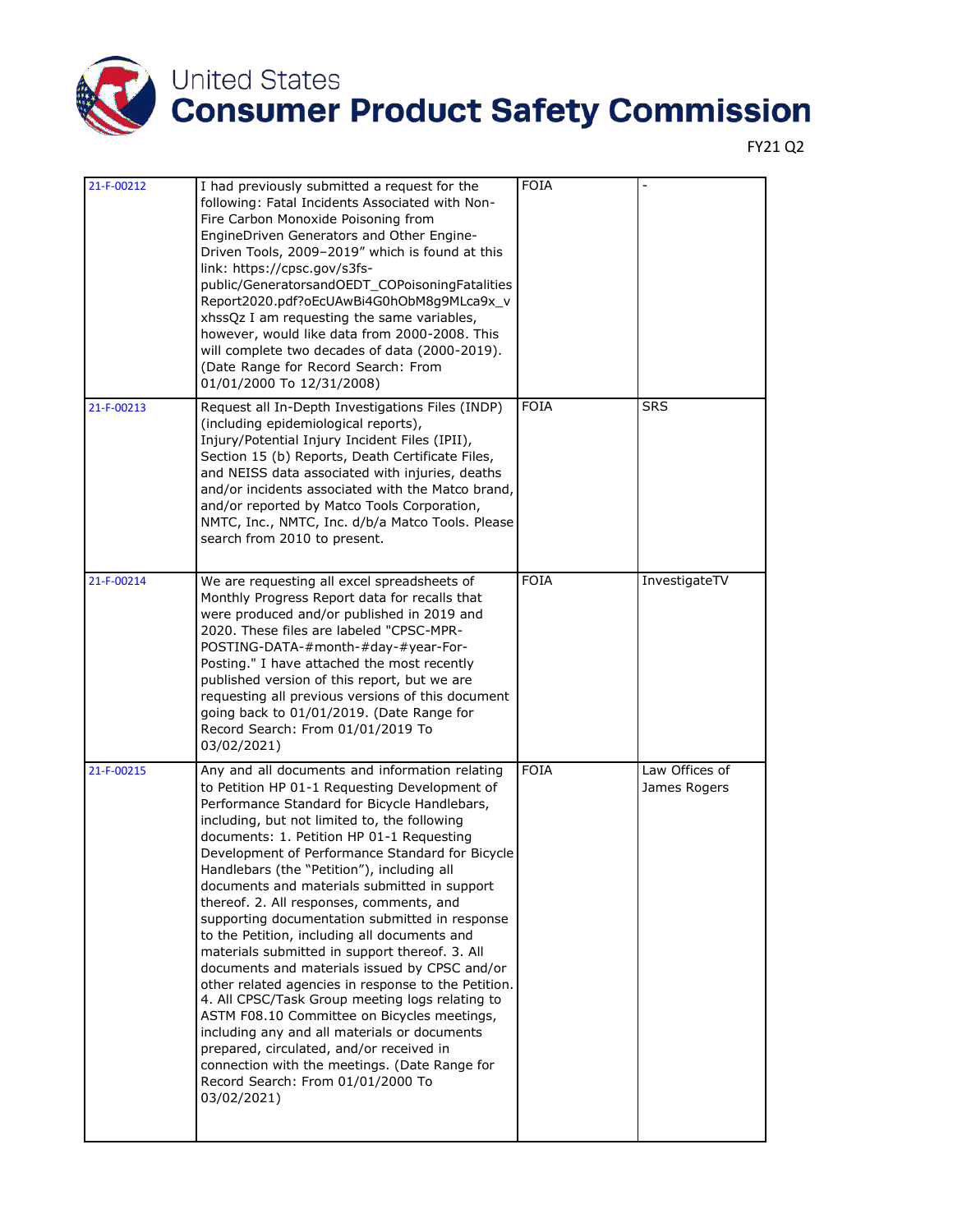# United States Consumer Product Safety Commission

FY21 Q2

| | | | |
|---|---|---|---|
| 21-F-00212 | I had previously submitted a request for the following: Fatal Incidents Associated with Non-Fire Carbon Monoxide Poisoning from EngineDriven Generators and Other Engine-Driven Tools, 2009–2019" which is found at this link: https://cpsc.gov/s3fs-public/GeneratorsandOEDT_COPoisoningFatalitiesReport2020.pdf?oEcUAwBi4G0hObM8g9MLca9x_vxhssQz I am requesting the same variables, however, would like data from 2000-2008. This will complete two decades of data (2000-2019). (Date Range for Record Search: From 01/01/2000 To 12/31/2008) | FOIA | - |
| 21-F-00213 | Request all In-Depth Investigations Files (INDP) (including epidemiological reports), Injury/Potential Injury Incident Files (IPII), Section 15 (b) Reports, Death Certificate Files, and NEISS data associated with injuries, deaths and/or incidents associated with the Matco brand, and/or reported by Matco Tools Corporation, NMTC, Inc., NMTC, Inc. d/b/a Matco Tools. Please search from 2010 to present. | FOIA | SRS |
| 21-F-00214 | We are requesting all excel spreadsheets of Monthly Progress Report data for recalls that were produced and/or published in 2019 and 2020. These files are labeled "CPSC-MPR-POSTING-DATA-#month-#day-#year-For-Posting." I have attached the most recently published version of this report, but we are requesting all previous versions of this document going back to 01/01/2019. (Date Range for Record Search: From 01/01/2019 To 03/02/2021) | FOIA | InvestigateTV |
| 21-F-00215 | Any and all documents and information relating to Petition HP 01-1 Requesting Development of Performance Standard for Bicycle Handlebars, including, but not limited to, the following documents: 1. Petition HP 01-1 Requesting Development of Performance Standard for Bicycle Handlebars (the "Petition"), including all documents and materials submitted in support thereof. 2. All responses, comments, and supporting documentation submitted in response to the Petition, including all documents and materials submitted in support thereof. 3. All documents and materials issued by CPSC and/or other related agencies in response to the Petition. 4. All CPSC/Task Group meeting logs relating to ASTM F08.10 Committee on Bicycles meetings, including any and all materials or documents prepared, circulated, and/or received in connection with the meetings. (Date Range for Record Search: From 01/01/2000 To 03/02/2021) | FOIA | Law Offices of James Rogers |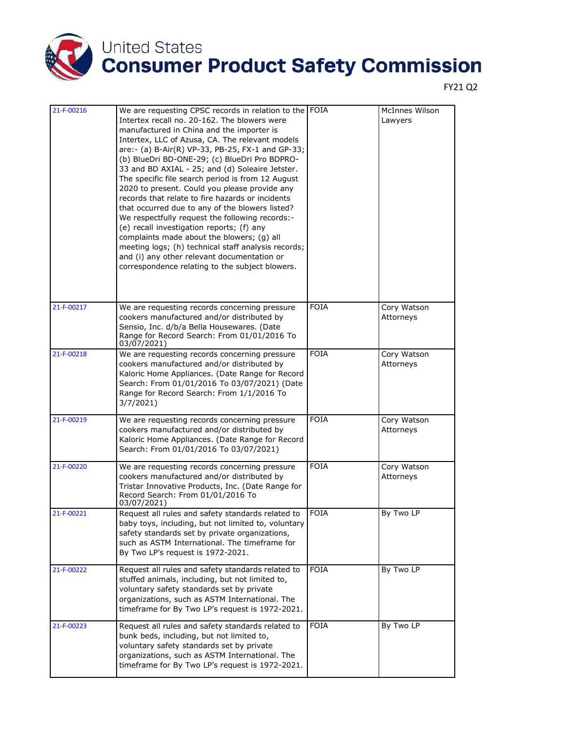| | | | |
|---|---|---|---|
| 21-F-00216 | We are requesting CPSC records in relation to the Intertex recall no. 20-162. The blowers were manufactured in China and the importer is Intertex, LLC of Azusa, CA. The relevant models are:- (a) B-Air(R) VP-33, PB-25, FX-1 and GP-33; (b) BlueDri BD-ONE-29; (c) BlueDri Pro BDPRO-33 and BD AXIAL - 25; and (d) Soleaire Jetster. The specific file search period is from 12 August 2020 to present. Could you please provide any records that relate to fire hazards or incidents that occurred due to any of the blowers listed? We respectfully request the following records:- (e) recall investigation reports; (f) any complaints made about the blowers; (g) all meeting logs; (h) technical staff analysis records; and (i) any other relevant documentation or correspondence relating to the subject blowers. | FOIA | McInnes Wilson Lawyers |
| 21-F-00217 | We are requesting records concerning pressure cookers manufactured and/or distributed by Sensio, Inc. d/b/a Bella Housewares. (Date Range for Record Search: From 01/01/2016 To 03/07/2021) | FOIA | Cory Watson Attorneys |
| 21-F-00218 | We are requesting records concerning pressure cookers manufactured and/or distributed by Kaloric Home Appliances. (Date Range for Record Search: From 01/01/2016 To 03/07/2021) (Date Range for Record Search: From 1/1/2016 To 3/7/2021) | FOIA | Cory Watson Attorneys |
| 21-F-00219 | We are requesting records concerning pressure cookers manufactured and/or distributed by Kaloric Home Appliances. (Date Range for Record Search: From 01/01/2016 To 03/07/2021) | FOIA | Cory Watson Attorneys |
| 21-F-00220 | We are requesting records concerning pressure cookers manufactured and/or distributed by Tristar Innovative Products, Inc. (Date Range for Record Search: From 01/01/2016 To 03/07/2021) | FOIA | Cory Watson Attorneys |
| 21-F-00221 | Request all rules and safety standards related to baby toys, including, but not limited to, voluntary safety standards set by private organizations, such as ASTM International. The timeframe for By Two LP's request is 1972-2021. | FOIA | By Two LP |
| 21-F-00222 | Request all rules and safety standards related to stuffed animals, including, but not limited to, voluntary safety standards set by private organizations, such as ASTM International. The timeframe for By Two LP's request is 1972-2021. | FOIA | By Two LP |
| 21-F-00223 | Request all rules and safety standards related to bunk beds, including, but not limited to, voluntary safety standards set by private organizations, such as ASTM International. The timeframe for By Two LP's request is 1972-2021. | FOIA | By Two LP |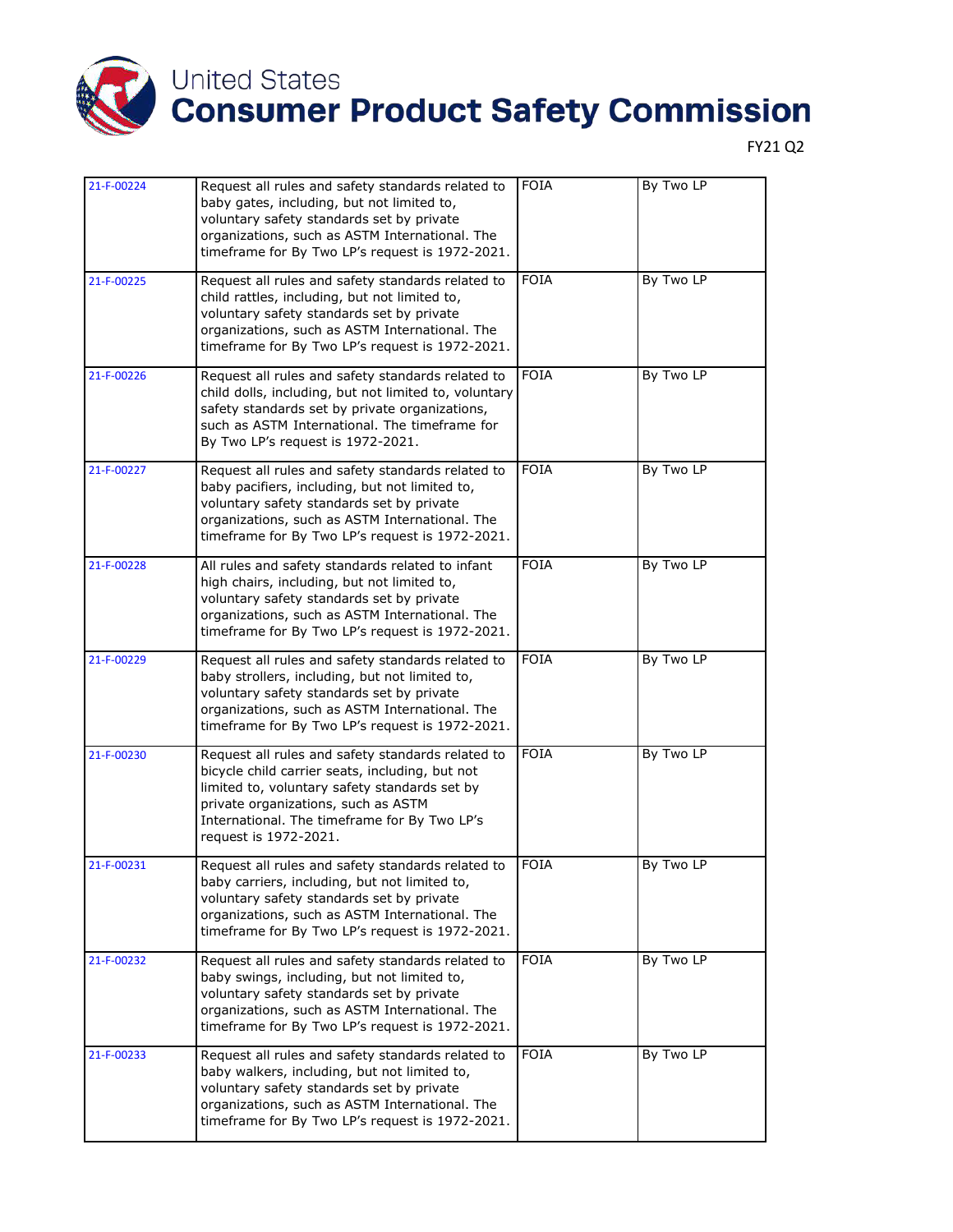# United States Consumer Product Safety Commission

FY21 Q2

| | | | |
|---|---|---|---|
| 21-F-00224 | Request all rules and safety standards related to baby gates, including, but not limited to, voluntary safety standards set by private organizations, such as ASTM International. The timeframe for By Two LP's request is 1972-2021. | FOIA | By Two LP |
| 21-F-00225 | Request all rules and safety standards related to child rattles, including, but not limited to, voluntary safety standards set by private organizations, such as ASTM International. The timeframe for By Two LP's request is 1972-2021. | FOIA | By Two LP |
| 21-F-00226 | Request all rules and safety standards related to child dolls, including, but not limited to, voluntary safety standards set by private organizations, such as ASTM International. The timeframe for By Two LP's request is 1972-2021. | FOIA | By Two LP |
| 21-F-00227 | Request all rules and safety standards related to baby pacifiers, including, but not limited to, voluntary safety standards set by private organizations, such as ASTM International. The timeframe for By Two LP's request is 1972-2021. | FOIA | By Two LP |
| 21-F-00228 | All rules and safety standards related to infant high chairs, including, but not limited to, voluntary safety standards set by private organizations, such as ASTM International. The timeframe for By Two LP's request is 1972-2021. | FOIA | By Two LP |
| 21-F-00229 | Request all rules and safety standards related to baby strollers, including, but not limited to, voluntary safety standards set by private organizations, such as ASTM International. The timeframe for By Two LP's request is 1972-2021. | FOIA | By Two LP |
| 21-F-00230 | Request all rules and safety standards related to bicycle child carrier seats, including, but not limited to, voluntary safety standards set by private organizations, such as ASTM International. The timeframe for By Two LP's request is 1972-2021. | FOIA | By Two LP |
| 21-F-00231 | Request all rules and safety standards related to baby carriers, including, but not limited to, voluntary safety standards set by private organizations, such as ASTM International. The timeframe for By Two LP's request is 1972-2021. | FOIA | By Two LP |
| 21-F-00232 | Request all rules and safety standards related to baby swings, including, but not limited to, voluntary safety standards set by private organizations, such as ASTM International. The timeframe for By Two LP's request is 1972-2021. | FOIA | By Two LP |
| 21-F-00233 | Request all rules and safety standards related to baby walkers, including, but not limited to, voluntary safety standards set by private organizations, such as ASTM International. The timeframe for By Two LP's request is 1972-2021. | FOIA | By Two LP |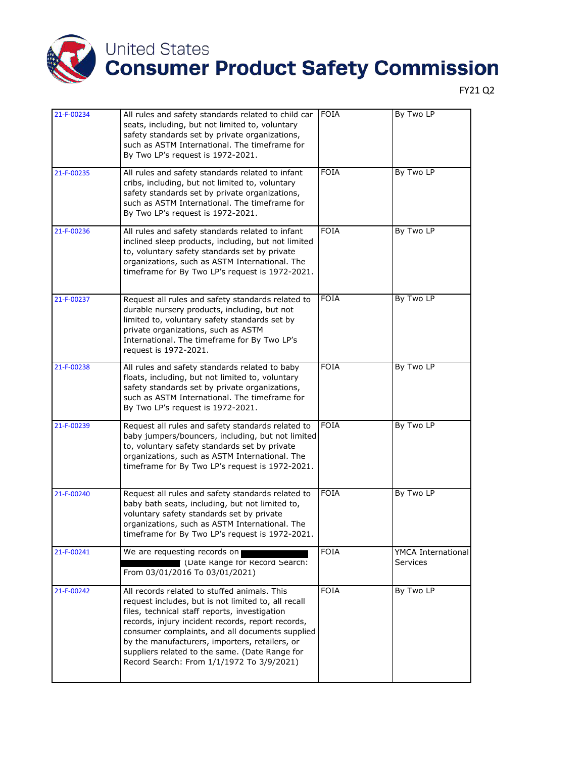| 21-F-00234 | All rules and safety standards related to child car seats, including, but not limited to, voluntary safety standards set by private organizations, such as ASTM International. The timeframe for By Two LP's request is 1972-2021. | FOIA | By Two LP |
|---|---|---|---|
| 21-F-00235 | All rules and safety standards related to infant cribs, including, but not limited to, voluntary safety standards set by private organizations, such as ASTM International. The timeframe for By Two LP's request is 1972-2021. | FOIA | By Two LP |
| 21-F-00236 | All rules and safety standards related to infant inclined sleep products, including, but not limited to, voluntary safety standards set by private organizations, such as ASTM International. The timeframe for By Two LP's request is 1972-2021. | FOIA | By Two LP |
| 21-F-00237 | Request all rules and safety standards related to durable nursery products, including, but not limited to, voluntary safety standards set by private organizations, such as ASTM International. The timeframe for By Two LP's request is 1972-2021. | FOIA | By Two LP |
| 21-F-00238 | All rules and safety standards related to baby floats, including, but not limited to, voluntary safety standards set by private organizations, such as ASTM International. The timeframe for By Two LP's request is 1972-2021. | FOIA | By Two LP |
| 21-F-00239 | Request all rules and safety standards related to baby jumpers/bouncers, including, but not limited to, voluntary safety standards set by private organizations, such as ASTM International. The timeframe for By Two LP's request is 1972-2021. | FOIA | By Two LP |
| 21-F-00240 | Request all rules and safety standards related to baby bath seats, including, but not limited to, voluntary safety standards set by private organizations, such as ASTM International. The timeframe for By Two LP's request is 1972-2021. | FOIA | By Two LP |
| 21-F-00241 | We are requesting records on [redacted] (Date Range for Record Search: From 03/01/2016 To 03/01/2021) | FOIA | YMCA International Services |
| 21-F-00242 | All records related to stuffed animals. This request includes, but is not limited to, all recall files, technical staff reports, investigation records, injury incident records, report records, consumer complaints, and all documents supplied by the manufacturers, importers, retailers, or suppliers related to the same. (Date Range for Record Search: From 1/1/1972 To 3/9/2021) | FOIA | By Two LP |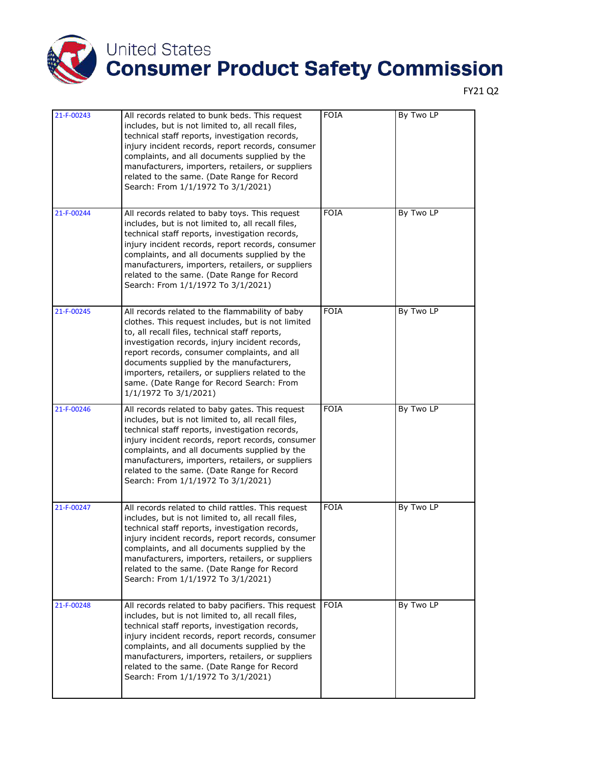FY21 Q2

| | | | |
|---|---|---|---|
| 21-F-00243 | All records related to bunk beds. This request includes, but is not limited to, all recall files, technical staff reports, investigation records, injury incident records, report records, consumer complaints, and all documents supplied by the manufacturers, importers, retailers, or suppliers related to the same. (Date Range for Record Search: From 1/1/1972 To 3/1/2021) | FOIA | By Two LP |
| 21-F-00244 | All records related to baby toys. This request includes, but is not limited to, all recall files, technical staff reports, investigation records, injury incident records, report records, consumer complaints, and all documents supplied by the manufacturers, importers, retailers, or suppliers related to the same. (Date Range for Record Search: From 1/1/1972 To 3/1/2021) | FOIA | By Two LP |
| 21-F-00245 | All records related to the flammability of baby clothes. This request includes, but is not limited to, all recall files, technical staff reports, investigation records, injury incident records, report records, consumer complaints, and all documents supplied by the manufacturers, importers, retailers, or suppliers related to the same. (Date Range for Record Search: From 1/1/1972 To 3/1/2021) | FOIA | By Two LP |
| 21-F-00246 | All records related to baby gates. This request includes, but is not limited to, all recall files, technical staff reports, investigation records, injury incident records, report records, consumer complaints, and all documents supplied by the manufacturers, importers, retailers, or suppliers related to the same. (Date Range for Record Search: From 1/1/1972 To 3/1/2021) | FOIA | By Two LP |
| 21-F-00247 | All records related to child rattles. This request includes, but is not limited to, all recall files, technical staff reports, investigation records, injury incident records, report records, consumer complaints, and all documents supplied by the manufacturers, importers, retailers, or suppliers related to the same. (Date Range for Record Search: From 1/1/1972 To 3/1/2021) | FOIA | By Two LP |
| 21-F-00248 | All records related to baby pacifiers. This request includes, but is not limited to, all recall files, technical staff reports, investigation records, injury incident records, report records, consumer complaints, and all documents supplied by the manufacturers, importers, retailers, or suppliers related to the same. (Date Range for Record Search: From 1/1/1972 To 3/1/2021) | FOIA | By Two LP |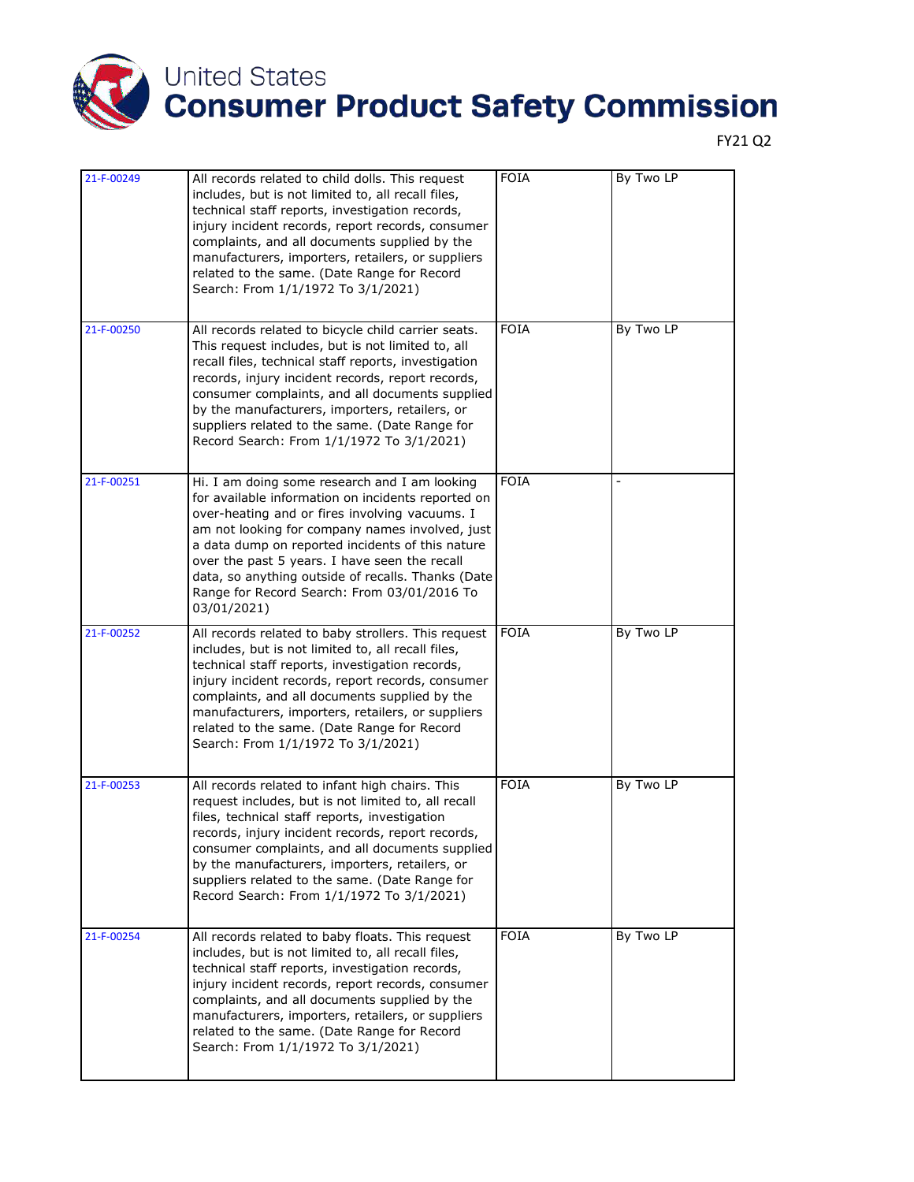FY21 Q2

| | | | |
|---|---|---|---|
| 21-F-00249 | All records related to child dolls. This request includes, but is not limited to, all recall files, technical staff reports, investigation records, injury incident records, report records, consumer complaints, and all documents supplied by the manufacturers, importers, retailers, or suppliers related to the same. (Date Range for Record Search: From 1/1/1972 To 3/1/2021) | FOIA | By Two LP |
| 21-F-00250 | All records related to bicycle child carrier seats. This request includes, but is not limited to, all recall files, technical staff reports, investigation records, injury incident records, report records, consumer complaints, and all documents supplied by the manufacturers, importers, retailers, or suppliers related to the same. (Date Range for Record Search: From 1/1/1972 To 3/1/2021) | FOIA | By Two LP |
| 21-F-00251 | Hi. I am doing some research and I am looking for available information on incidents reported on over-heating and or fires involving vacuums. I am not looking for company names involved, just a data dump on reported incidents of this nature over the past 5 years. I have seen the recall data, so anything outside of recalls. Thanks (Date Range for Record Search: From 03/01/2016 To 03/01/2021) | FOIA | - |
| 21-F-00252 | All records related to baby strollers. This request includes, but is not limited to, all recall files, technical staff reports, investigation records, injury incident records, report records, consumer complaints, and all documents supplied by the manufacturers, importers, retailers, or suppliers related to the same. (Date Range for Record Search: From 1/1/1972 To 3/1/2021) | FOIA | By Two LP |
| 21-F-00253 | All records related to infant high chairs. This request includes, but is not limited to, all recall files, technical staff reports, investigation records, injury incident records, report records, consumer complaints, and all documents supplied by the manufacturers, importers, retailers, or suppliers related to the same. (Date Range for Record Search: From 1/1/1972 To 3/1/2021) | FOIA | By Two LP |
| 21-F-00254 | All records related to baby floats. This request includes, but is not limited to, all recall files, technical staff reports, investigation records, injury incident records, report records, consumer complaints, and all documents supplied by the manufacturers, importers, retailers, or suppliers related to the same. (Date Range for Record Search: From 1/1/1972 To 3/1/2021) | FOIA | By Two LP |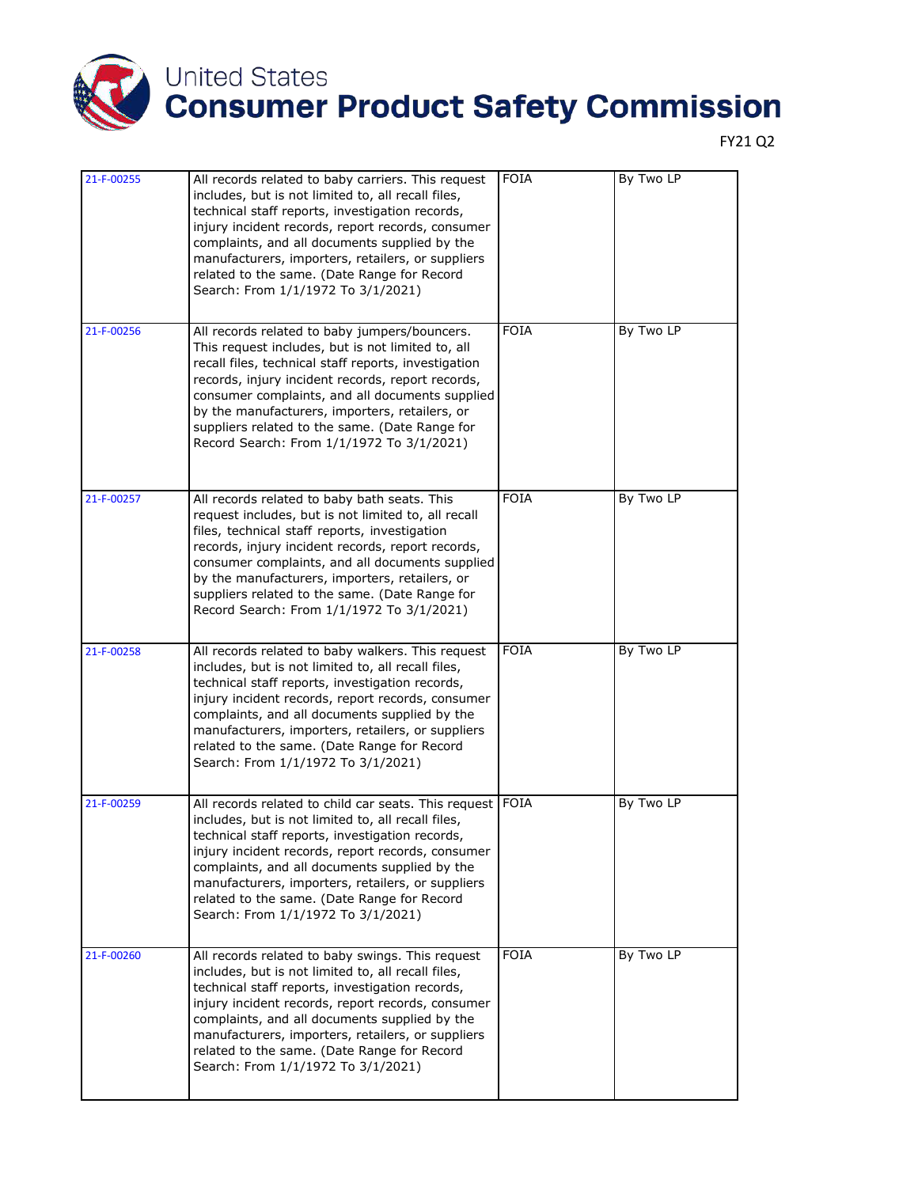| | | | |
|---|---|---|---|
| 21-F-00255 | All records related to baby carriers. This request includes, but is not limited to, all recall files, technical staff reports, investigation records, injury incident records, report records, consumer complaints, and all documents supplied by the manufacturers, importers, retailers, or suppliers related to the same. (Date Range for Record Search: From 1/1/1972 To 3/1/2021) | FOIA | By Two LP |
| 21-F-00256 | All records related to baby jumpers/bouncers. This request includes, but is not limited to, all recall files, technical staff reports, investigation records, injury incident records, report records, consumer complaints, and all documents supplied by the manufacturers, importers, retailers, or suppliers related to the same. (Date Range for Record Search: From 1/1/1972 To 3/1/2021) | FOIA | By Two LP |
| 21-F-00257 | All records related to baby bath seats. This request includes, but is not limited to, all recall files, technical staff reports, investigation records, injury incident records, report records, consumer complaints, and all documents supplied by the manufacturers, importers, retailers, or suppliers related to the same. (Date Range for Record Search: From 1/1/1972 To 3/1/2021) | FOIA | By Two LP |
| 21-F-00258 | All records related to baby walkers. This request includes, but is not limited to, all recall files, technical staff reports, investigation records, injury incident records, report records, consumer complaints, and all documents supplied by the manufacturers, importers, retailers, or suppliers related to the same. (Date Range for Record Search: From 1/1/1972 To 3/1/2021) | FOIA | By Two LP |
| 21-F-00259 | All records related to child car seats. This request includes, but is not limited to, all recall files, technical staff reports, investigation records, injury incident records, report records, consumer complaints, and all documents supplied by the manufacturers, importers, retailers, or suppliers related to the same. (Date Range for Record Search: From 1/1/1972 To 3/1/2021) | FOIA | By Two LP |
| 21-F-00260 | All records related to baby swings. This request includes, but is not limited to, all recall files, technical staff reports, investigation records, injury incident records, report records, consumer complaints, and all documents supplied by the manufacturers, importers, retailers, or suppliers related to the same. (Date Range for Record Search: From 1/1/1972 To 3/1/2021) | FOIA | By Two LP |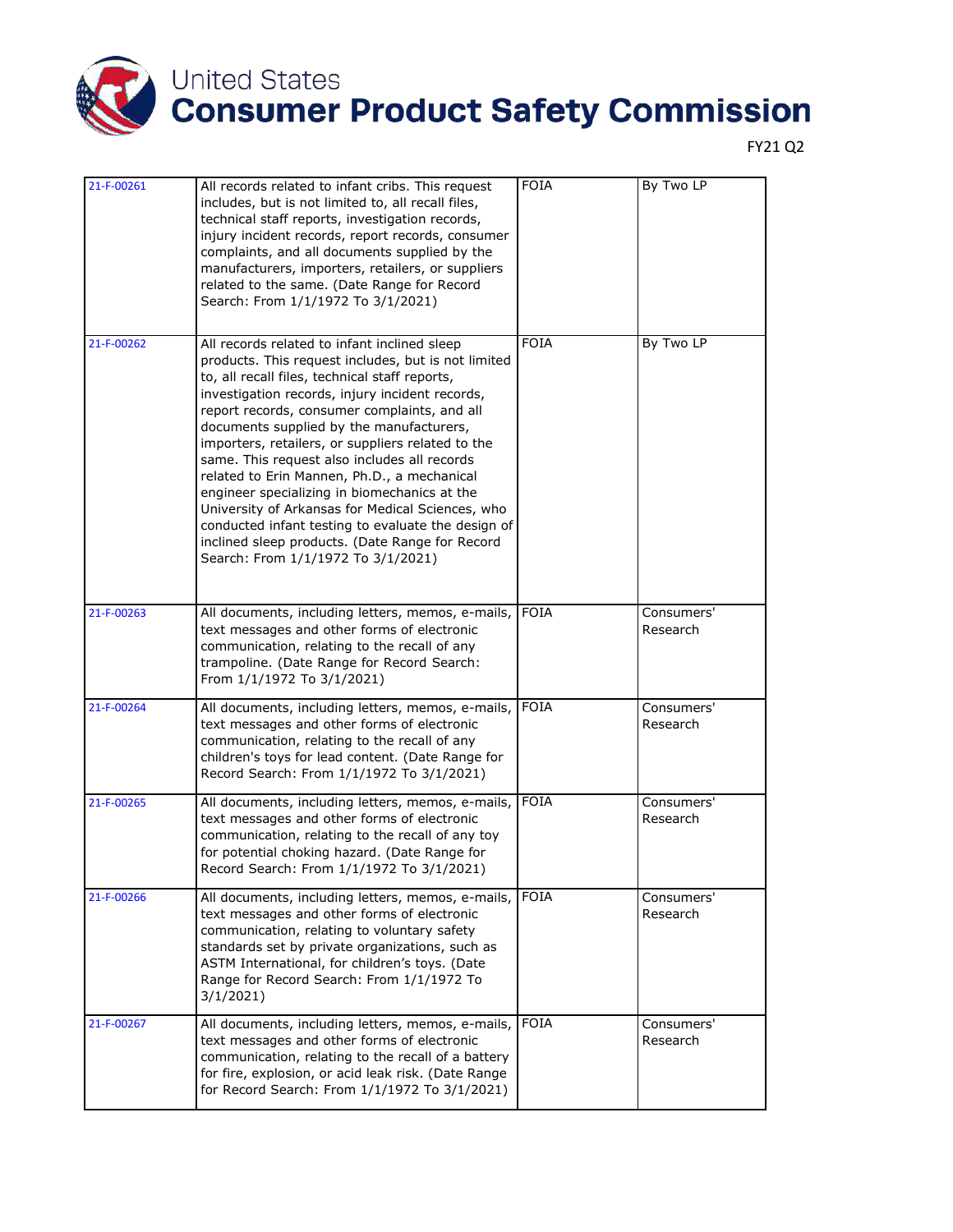# United States Consumer Product Safety Commission

FY21 Q2

| | | | |
|---|---|---|---|
| 21-F-00261 | All records related to infant cribs. This request includes, but is not limited to, all recall files, technical staff reports, investigation records, injury incident records, report records, consumer complaints, and all documents supplied by the manufacturers, importers, retailers, or suppliers related to the same. (Date Range for Record Search: From 1/1/1972 To 3/1/2021) | FOIA | By Two LP |
| 21-F-00262 | All records related to infant inclined sleep products. This request includes, but is not limited to, all recall files, technical staff reports, investigation records, injury incident records, report records, consumer complaints, and all documents supplied by the manufacturers, importers, retailers, or suppliers related to the same. This request also includes all records related to Erin Mannen, Ph.D., a mechanical engineer specializing in biomechanics at the University of Arkansas for Medical Sciences, who conducted infant testing to evaluate the design of inclined sleep products. (Date Range for Record Search: From 1/1/1972 To 3/1/2021) | FOIA | By Two LP |
| 21-F-00263 | All documents, including letters, memos, e-mails, text messages and other forms of electronic communication, relating to the recall of any trampoline. (Date Range for Record Search: From 1/1/1972 To 3/1/2021) | FOIA | Consumers' Research |
| 21-F-00264 | All documents, including letters, memos, e-mails, text messages and other forms of electronic communication, relating to the recall of any children's toys for lead content. (Date Range for Record Search: From 1/1/1972 To 3/1/2021) | FOIA | Consumers' Research |
| 21-F-00265 | All documents, including letters, memos, e-mails, text messages and other forms of electronic communication, relating to the recall of any toy for potential choking hazard. (Date Range for Record Search: From 1/1/1972 To 3/1/2021) | FOIA | Consumers' Research |
| 21-F-00266 | All documents, including letters, memos, e-mails, text messages and other forms of electronic communication, relating to voluntary safety standards set by private organizations, such as ASTM International, for children’s toys. (Date Range for Record Search: From 1/1/1972 To 3/1/2021) | FOIA | Consumers' Research |
| 21-F-00267 | All documents, including letters, memos, e-mails, text messages and other forms of electronic communication, relating to the recall of a battery for fire, explosion, or acid leak risk. (Date Range for Record Search: From 1/1/1972 To 3/1/2021) | FOIA | Consumers' Research |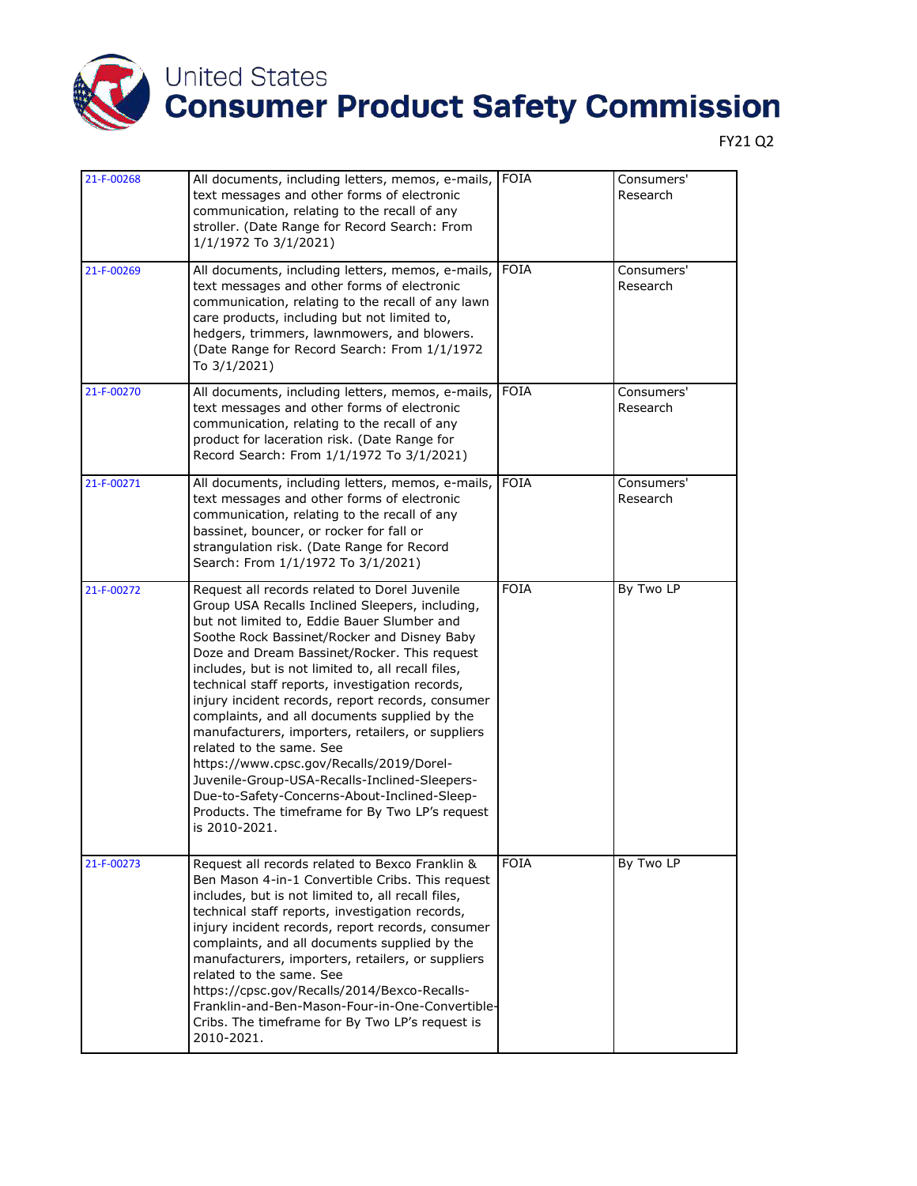| 21-F-00268 | All documents, including letters, memos, e-mails, text messages and other forms of electronic communication, relating to the recall of any stroller. (Date Range for Record Search: From 1/1/1972 To 3/1/2021) | FOIA | Consumers' Research |
|---|---|---|---|
| 21-F-00269 | All documents, including letters, memos, e-mails, text messages and other forms of electronic communication, relating to the recall of any lawn care products, including but not limited to, hedgers, trimmers, lawnmowers, and blowers. (Date Range for Record Search: From 1/1/1972 To 3/1/2021) | FOIA | Consumers' Research |
| 21-F-00270 | All documents, including letters, memos, e-mails, text messages and other forms of electronic communication, relating to the recall of any product for laceration risk. (Date Range for Record Search: From 1/1/1972 To 3/1/2021) | FOIA | Consumers' Research |
| 21-F-00271 | All documents, including letters, memos, e-mails, text messages and other forms of electronic communication, relating to the recall of any bassinet, bouncer, or rocker for fall or strangulation risk. (Date Range for Record Search: From 1/1/1972 To 3/1/2021) | FOIA | Consumers' Research |
| 21-F-00272 | Request all records related to Dorel Juvenile Group USA Recalls Inclined Sleepers, including, but not limited to, Eddie Bauer Slumber and Soothe Rock Bassinet/Rocker and Disney Baby Doze and Dream Bassinet/Rocker. This request includes, but is not limited to, all recall files, technical staff reports, investigation records, injury incident records, report records, consumer complaints, and all documents supplied by the manufacturers, importers, retailers, or suppliers related to the same. See https://www.cpsc.gov/Recalls/2019/Dorel-Juvenile-Group-USA-Recalls-Inclined-Sleepers-Due-to-Safety-Concerns-About-Inclined-Sleep-Products. The timeframe for By Two LP's request is 2010-2021. | FOIA | By Two LP |
| 21-F-00273 | Request all records related to Bexco Franklin & Ben Mason 4-in-1 Convertible Cribs. This request includes, but is not limited to, all recall files, technical staff reports, investigation records, injury incident records, report records, consumer complaints, and all documents supplied by the manufacturers, importers, retailers, or suppliers related to the same. See https://cpsc.gov/Recalls/2014/Bexco-Recalls-Franklin-and-Ben-Mason-Four-in-One-Convertible-Cribs. The timeframe for By Two LP's request is 2010-2021. | FOIA | By Two LP |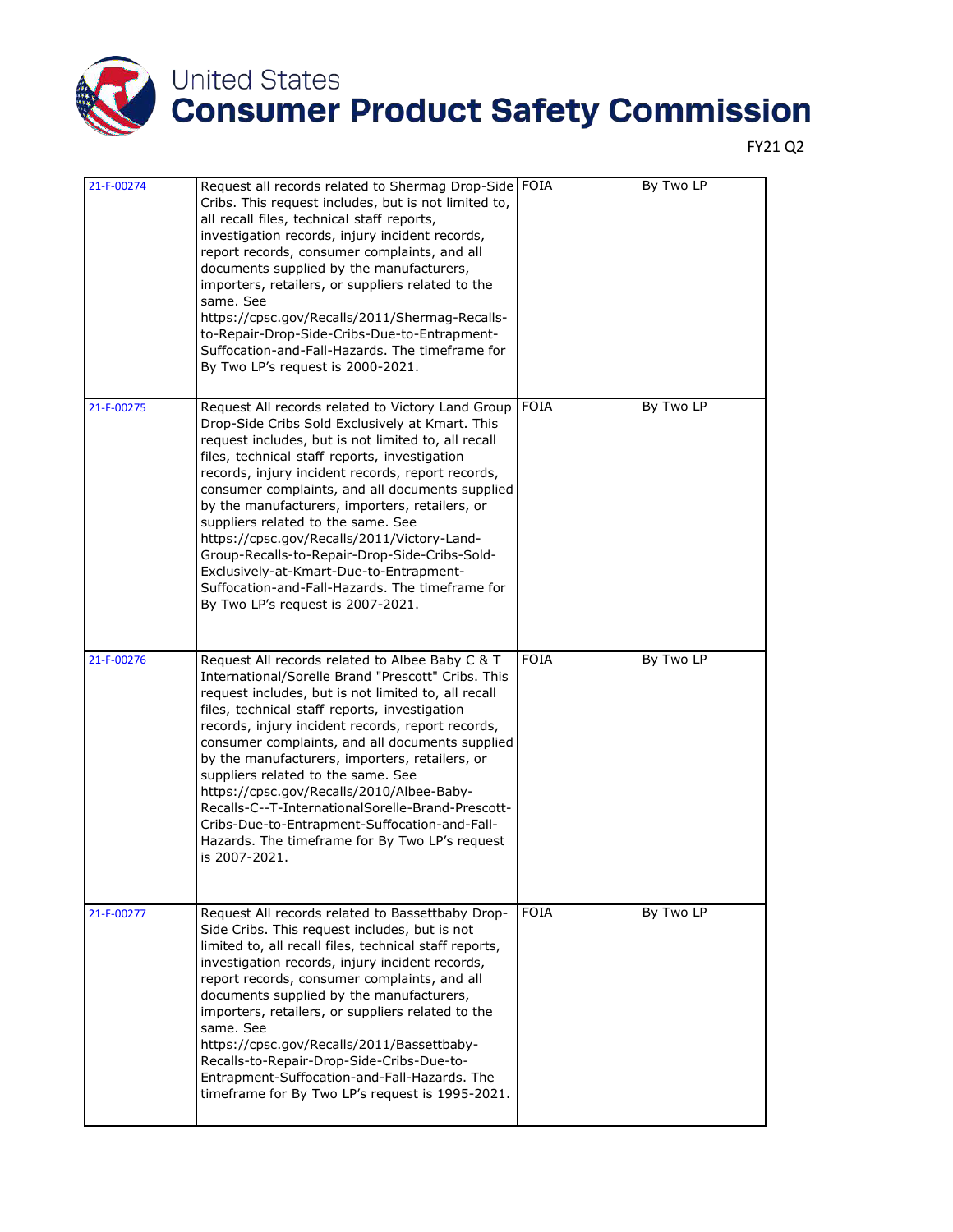# United States Consumer Product Safety Commission

FY21 Q2

| | | | |
|---|---|---|---|
| 21-F-00274 | Request all records related to Shermag Drop-Side Cribs. This request includes, but is not limited to, all recall files, technical staff reports, investigation records, injury incident records, report records, consumer complaints, and all documents supplied by the manufacturers, importers, retailers, or suppliers related to the same. See https://cpsc.gov/Recalls/2011/Shermag-Recalls-to-Repair-Drop-Side-Cribs-Due-to-Entrapment-Suffocation-and-Fall-Hazards. The timeframe for By Two LP's request is 2000-2021. | FOIA | By Two LP |
| 21-F-00275 | Request All records related to Victory Land Group Drop-Side Cribs Sold Exclusively at Kmart. This request includes, but is not limited to, all recall files, technical staff reports, investigation records, injury incident records, report records, consumer complaints, and all documents supplied by the manufacturers, importers, retailers, or suppliers related to the same. See https://cpsc.gov/Recalls/2011/Victory-Land-Group-Recalls-to-Repair-Drop-Side-Cribs-Sold-Exclusively-at-Kmart-Due-to-Entrapment-Suffocation-and-Fall-Hazards. The timeframe for By Two LP's request is 2007-2021. | FOIA | By Two LP |
| 21-F-00276 | Request All records related to Albee Baby C & T International/Sorelle Brand "Prescott" Cribs. This request includes, but is not limited to, all recall files, technical staff reports, investigation records, injury incident records, report records, consumer complaints, and all documents supplied by the manufacturers, importers, retailers, or suppliers related to the same. See https://cpsc.gov/Recalls/2010/Albee-Baby-Recalls-C--T-InternationalSorelle-Brand-Prescott-Cribs-Due-to-Entrapment-Suffocation-and-Fall-Hazards. The timeframe for By Two LP's request is 2007-2021. | FOIA | By Two LP |
| 21-F-00277 | Request All records related to Bassettbaby Drop-Side Cribs. This request includes, but is not limited to, all recall files, technical staff reports, investigation records, injury incident records, report records, consumer complaints, and all documents supplied by the manufacturers, importers, retailers, or suppliers related to the same. See https://cpsc.gov/Recalls/2011/Bassettbaby-Recalls-to-Repair-Drop-Side-Cribs-Due-to-Entrapment-Suffocation-and-Fall-Hazards. The timeframe for By Two LP's request is 1995-2021. | FOIA | By Two LP |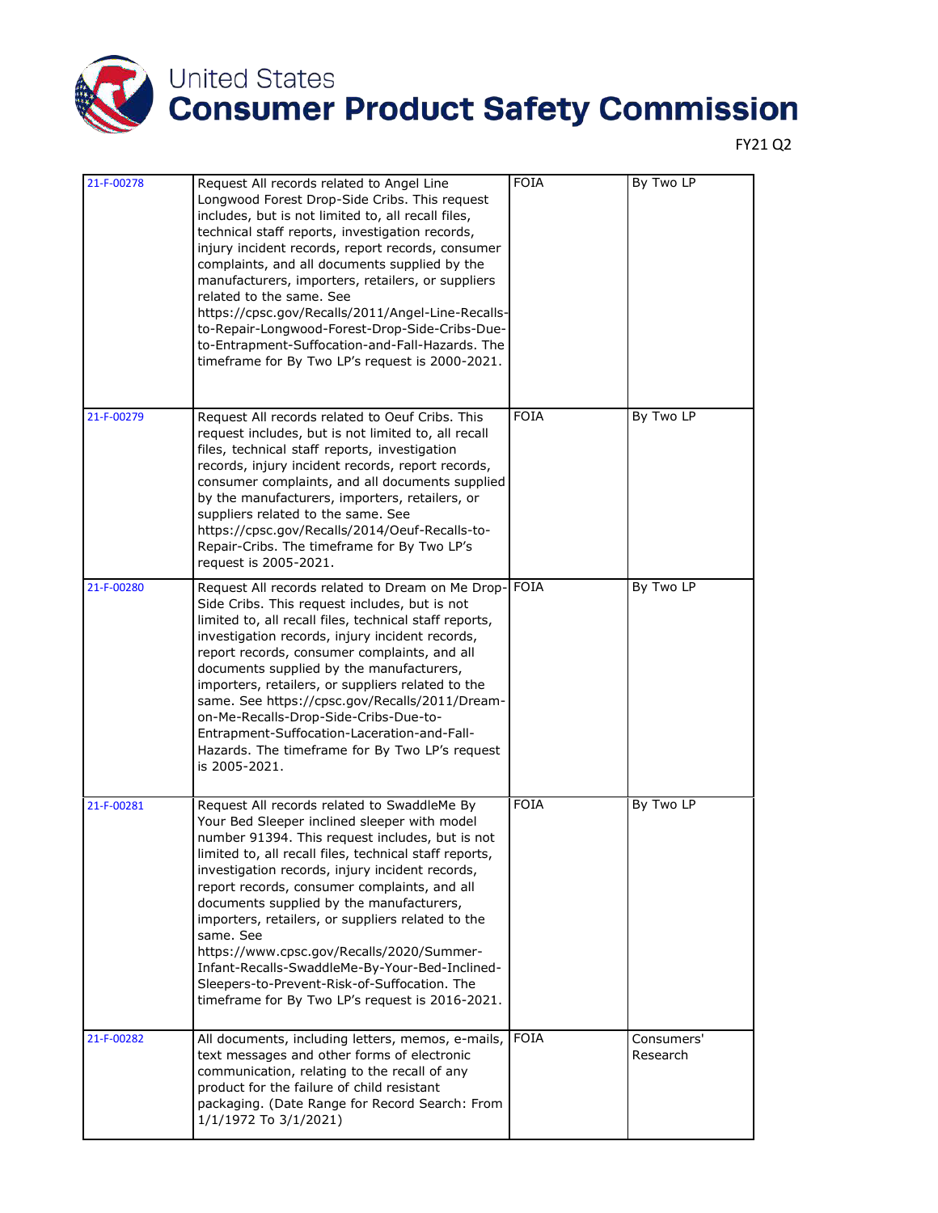| 21-F-00278 | Request All records related to Angel Line Longwood Forest Drop-Side Cribs. This request includes, but is not limited to, all recall files, technical staff reports, investigation records, injury incident records, report records, consumer complaints, and all documents supplied by the manufacturers, importers, retailers, or suppliers related to the same. See https://cpsc.gov/Recalls/2011/Angel-Line-Recalls-to-Repair-Longwood-Forest-Drop-Side-Cribs-Due-to-Entrapment-Suffocation-and-Fall-Hazards. The timeframe for By Two LP's request is 2000-2021. | FOIA | By Two LP |
|---|---|---|---|
| 21-F-00279 | Request All records related to Oeuf Cribs. This request includes, but is not limited to, all recall files, technical staff reports, investigation records, injury incident records, report records, consumer complaints, and all documents supplied by the manufacturers, importers, retailers, or suppliers related to the same. See https://cpsc.gov/Recalls/2014/Oeuf-Recalls-to-Repair-Cribs. The timeframe for By Two LP's request is 2005-2021. | FOIA | By Two LP |
| 21-F-00280 | Request All records related to Dream on Me Drop-Side Cribs. This request includes, but is not limited to, all recall files, technical staff reports, investigation records, injury incident records, report records, consumer complaints, and all documents supplied by the manufacturers, importers, retailers, or suppliers related to the same. See https://cpsc.gov/Recalls/2011/Dream-on-Me-Recalls-Drop-Side-Cribs-Due-to-Entrapment-Suffocation-Laceration-and-Fall-Hazards. The timeframe for By Two LP's request is 2005-2021. | FOIA | By Two LP |
| 21-F-00281 | Request All records related to SwaddleMe By Your Bed Sleeper inclined sleeper with model number 91394. This request includes, but is not limited to, all recall files, technical staff reports, investigation records, injury incident records, report records, consumer complaints, and all documents supplied by the manufacturers, importers, retailers, or suppliers related to the same. See https://www.cpsc.gov/Recalls/2020/Summer-Infant-Recalls-SwaddleMe-By-Your-Bed-Inclined-Sleepers-to-Prevent-Risk-of-Suffocation. The timeframe for By Two LP's request is 2016-2021. | FOIA | By Two LP |
| 21-F-00282 | All documents, including letters, memos, e-mails, text messages and other forms of electronic communication, relating to the recall of any product for the failure of child resistant packaging. (Date Range for Record Search: From 1/1/1972 To 3/1/2021) | FOIA | Consumers' Research |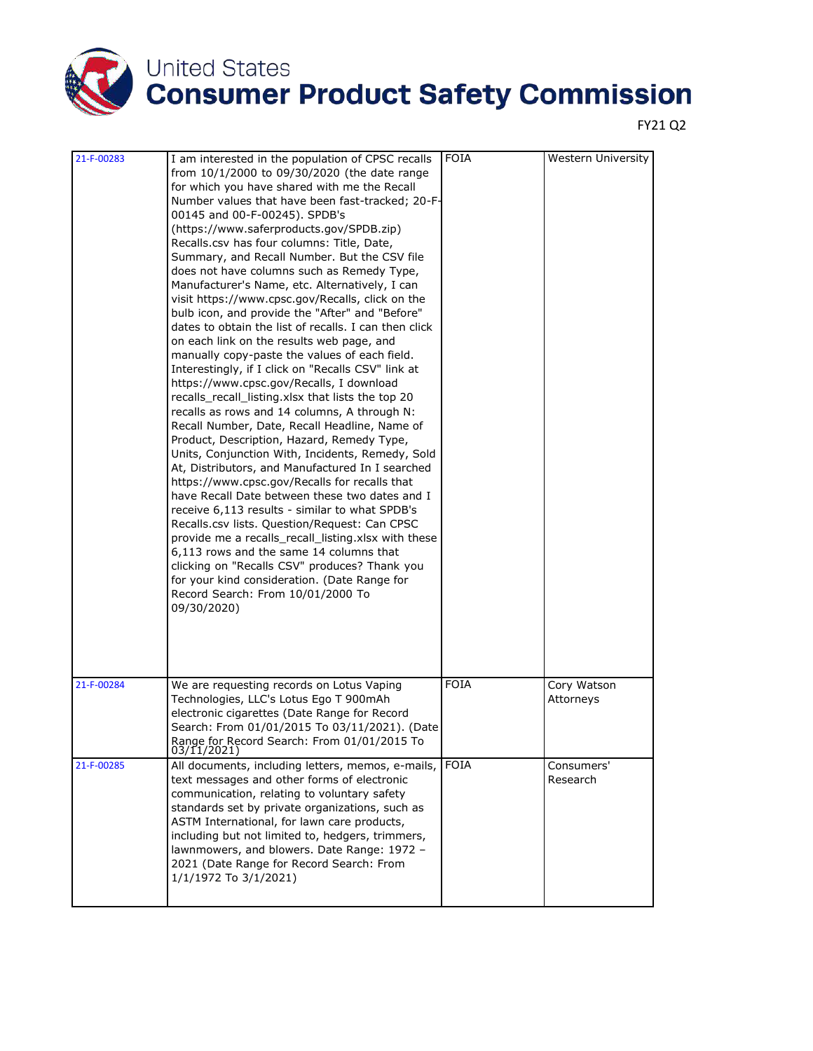# United States Consumer Product Safety Commission

FY21 Q2

| | | | |
|---|---|---|---|
| 21-F-00283 | I am interested in the population of CPSC recalls from 10/1/2000 to 09/30/2020 (the date range for which you have shared with me the Recall Number values that have been fast-tracked; 20-F-00145 and 00-F-00245). SPDB's (https://www.saferproducts.gov/SPDB.zip) Recalls.csv has four columns: Title, Date, Summary, and Recall Number. But the CSV file does not have columns such as Remedy Type, Manufacturer's Name, etc. Alternatively, I can visit https://www.cpsc.gov/Recalls, click on the bulb icon, and provide the "After" and "Before" dates to obtain the list of recalls. I can then click on each link on the results web page, and manually copy-paste the values of each field. Interestingly, if I click on "Recalls CSV" link at https://www.cpsc.gov/Recalls, I download recalls_recall_listing.xlsx that lists the top 20 recalls as rows and 14 columns, A through N: Recall Number, Date, Recall Headline, Name of Product, Description, Hazard, Remedy Type, Units, Conjunction With, Incidents, Remedy, Sold At, Distributors, and Manufactured In I searched https://www.cpsc.gov/Recalls for recalls that have Recall Date between these two dates and I receive 6,113 results - similar to what SPDB's Recalls.csv lists. Question/Request: Can CPSC provide me a recalls_recall_listing.xlsx with these 6,113 rows and the same 14 columns that clicking on "Recalls CSV" produces? Thank you for your kind consideration. (Date Range for Record Search: From 10/01/2000 To 09/30/2020) | FOIA | Western University |
| 21-F-00284 | We are requesting records on Lotus Vaping Technologies, LLC's Lotus Ego T 900mAh electronic cigarettes (Date Range for Record Search: From 01/01/2015 To 03/11/2021). (Date Range for Record Search: From 01/01/2015 To 03/11/2021) | FOIA | Cory Watson Attorneys |
| 21-F-00285 | All documents, including letters, memos, e-mails, text messages and other forms of electronic communication, relating to voluntary safety standards set by private organizations, such as ASTM International, for lawn care products, including but not limited to, hedgers, trimmers, lawnmowers, and blowers. Date Range: 1972 – 2021 (Date Range for Record Search: From 1/1/1972 To 3/1/2021) | FOIA | Consumers' Research |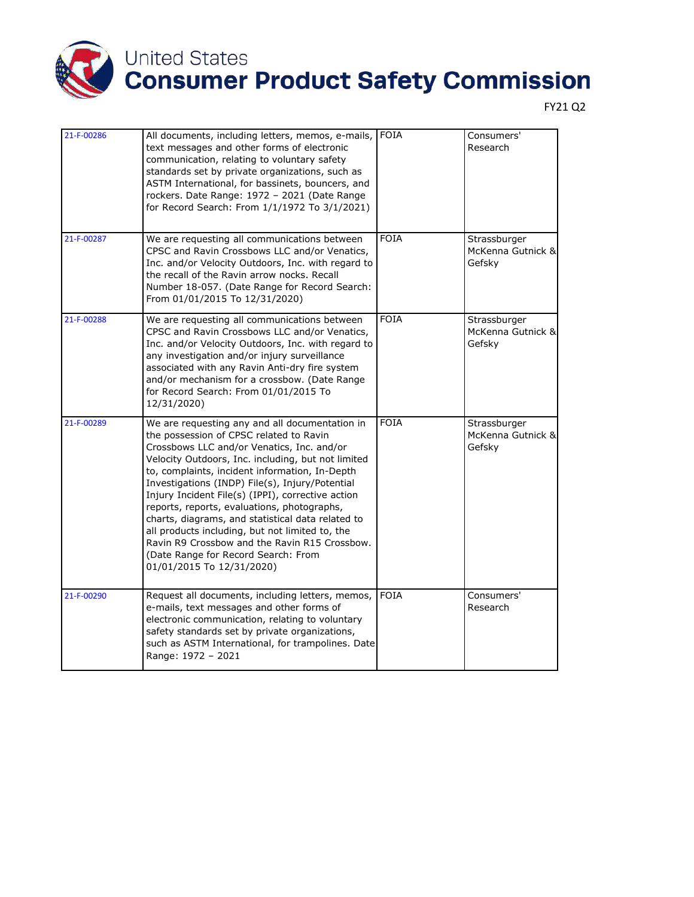| 21-F-00286 | All documents, including letters, memos, e-mails, text messages and other forms of electronic communication, relating to voluntary safety standards set by private organizations, such as ASTM International, for bassinets, bouncers, and rockers. Date Range: 1972 – 2021 (Date Range for Record Search: From 1/1/1972 To 3/1/2021) | FOIA | Consumers' Research |
|---|---|---|---|
| 21-F-00287 | We are requesting all communications between CPSC and Ravin Crossbows LLC and/or Venatics, Inc. and/or Velocity Outdoors, Inc. with regard to the recall of the Ravin arrow nocks. Recall Number 18-057. (Date Range for Record Search: From 01/01/2015 To 12/31/2020) | FOIA | Strassburger McKenna Gutnick & Gefsky |
| 21-F-00288 | We are requesting all communications between CPSC and Ravin Crossbows LLC and/or Venatics, Inc. and/or Velocity Outdoors, Inc. with regard to any investigation and/or injury surveillance associated with any Ravin Anti-dry fire system and/or mechanism for a crossbow. (Date Range for Record Search: From 01/01/2015 To 12/31/2020) | FOIA | Strassburger McKenna Gutnick & Gefsky |
| 21-F-00289 | We are requesting any and all documentation in the possession of CPSC related to Ravin Crossbows LLC and/or Venatics, Inc. and/or Velocity Outdoors, Inc. including, but not limited to, complaints, incident information, In-Depth Investigations (INDP) File(s), Injury/Potential Injury Incident File(s) (IPPI), corrective action reports, reports, evaluations, photographs, charts, diagrams, and statistical data related to all products including, but not limited to, the Ravin R9 Crossbow and the Ravin R15 Crossbow. (Date Range for Record Search: From 01/01/2015 To 12/31/2020) | FOIA | Strassburger McKenna Gutnick & Gefsky |
| 21-F-00290 | Request all documents, including letters, memos, e-mails, text messages and other forms of electronic communication, relating to voluntary safety standards set by private organizations, such as ASTM International, for trampolines. Date Range: 1972 – 2021 | FOIA | Consumers' Research |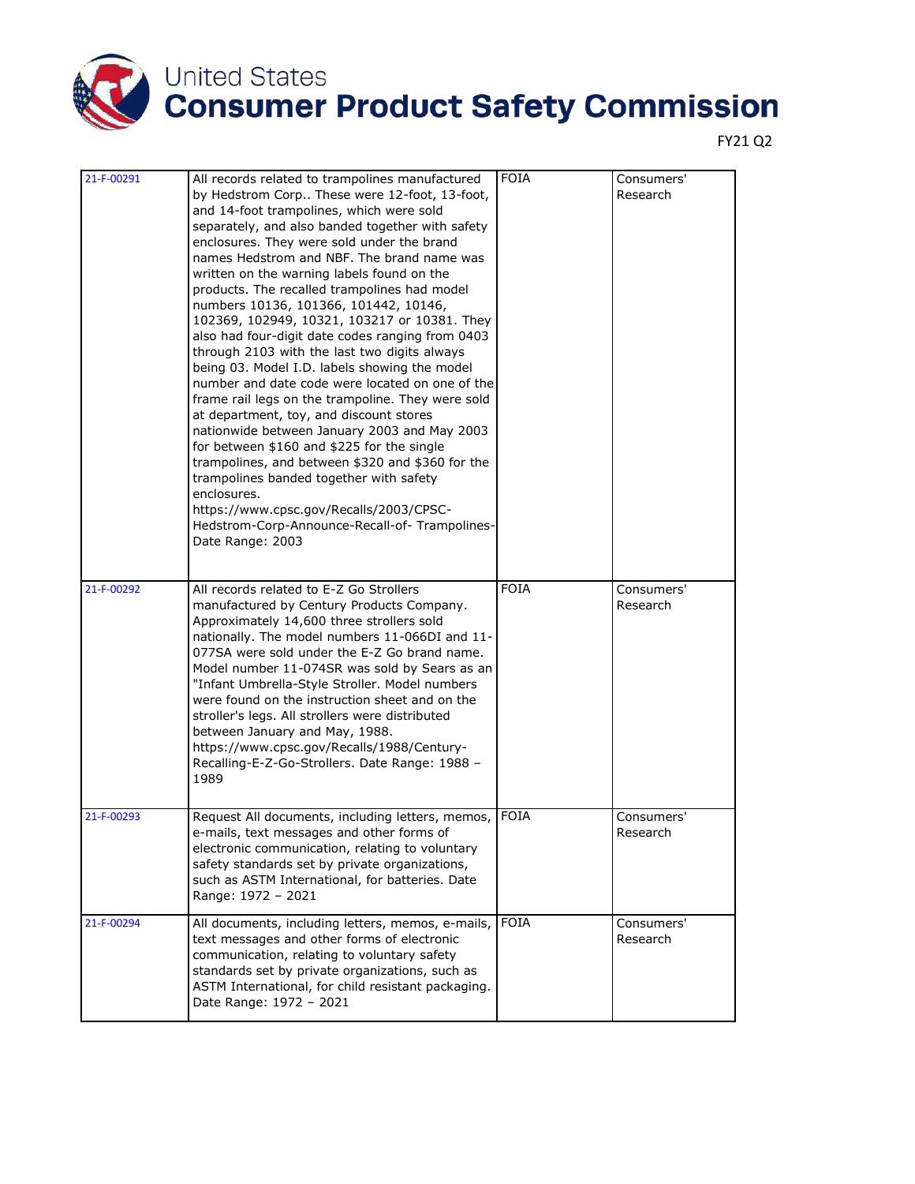| 21-F-00291 | All records related to trampolines manufactured by Hedstrom Corp.. These were 12-foot, 13-foot, and 14-foot trampolines, which were sold separately, and also banded together with safety enclosures. They were sold under the brand names Hedstrom and NBF. The brand name was written on the warning labels found on the products. The recalled trampolines had model numbers 10136, 101366, 101442, 10146, 102369, 102949, 10321, 103217 or 10381. They also had four-digit date codes ranging from 0403 through 2103 with the last two digits always being 03. Model I.D. labels showing the model number and date code were located on one of the frame rail legs on the trampoline. They were sold at department, toy, and discount stores nationwide between January 2003 and May 2003 for between $160 and $225 for the single trampolines, and between $320 and $360 for the trampolines banded together with safety enclosures. https://www.cpsc.gov/Recalls/2003/CPSC-Hedstrom-Corp-Announce-Recall-of- Trampolines- Date Range: 2003 | FOIA | Consumers' Research |
|---|---|---|---|
| 21-F-00292 | All records related to E-Z Go Strollers manufactured by Century Products Company. Approximately 14,600 three strollers sold nationally. The model numbers 11-066DI and 11-077SA were sold under the E-Z Go brand name. Model number 11-074SR was sold by Sears as an "Infant Umbrella-Style Stroller. Model numbers were found on the instruction sheet and on the stroller's legs. All strollers were distributed between January and May, 1988. https://www.cpsc.gov/Recalls/1988/Century-Recalling-E-Z-Go-Strollers. Date Range: 1988 – 1989 | FOIA | Consumers' Research |
| 21-F-00293 | Request All documents, including letters, memos, e-mails, text messages and other forms of electronic communication, relating to voluntary safety standards set by private organizations, such as ASTM International, for batteries. Date Range: 1972 – 2021 | FOIA | Consumers' Research |
| 21-F-00294 | All documents, including letters, memos, e-mails, text messages and other forms of electronic communication, relating to voluntary safety standards set by private organizations, such as ASTM International, for child resistant packaging. Date Range: 1972 – 2021 | FOIA | Consumers' Research |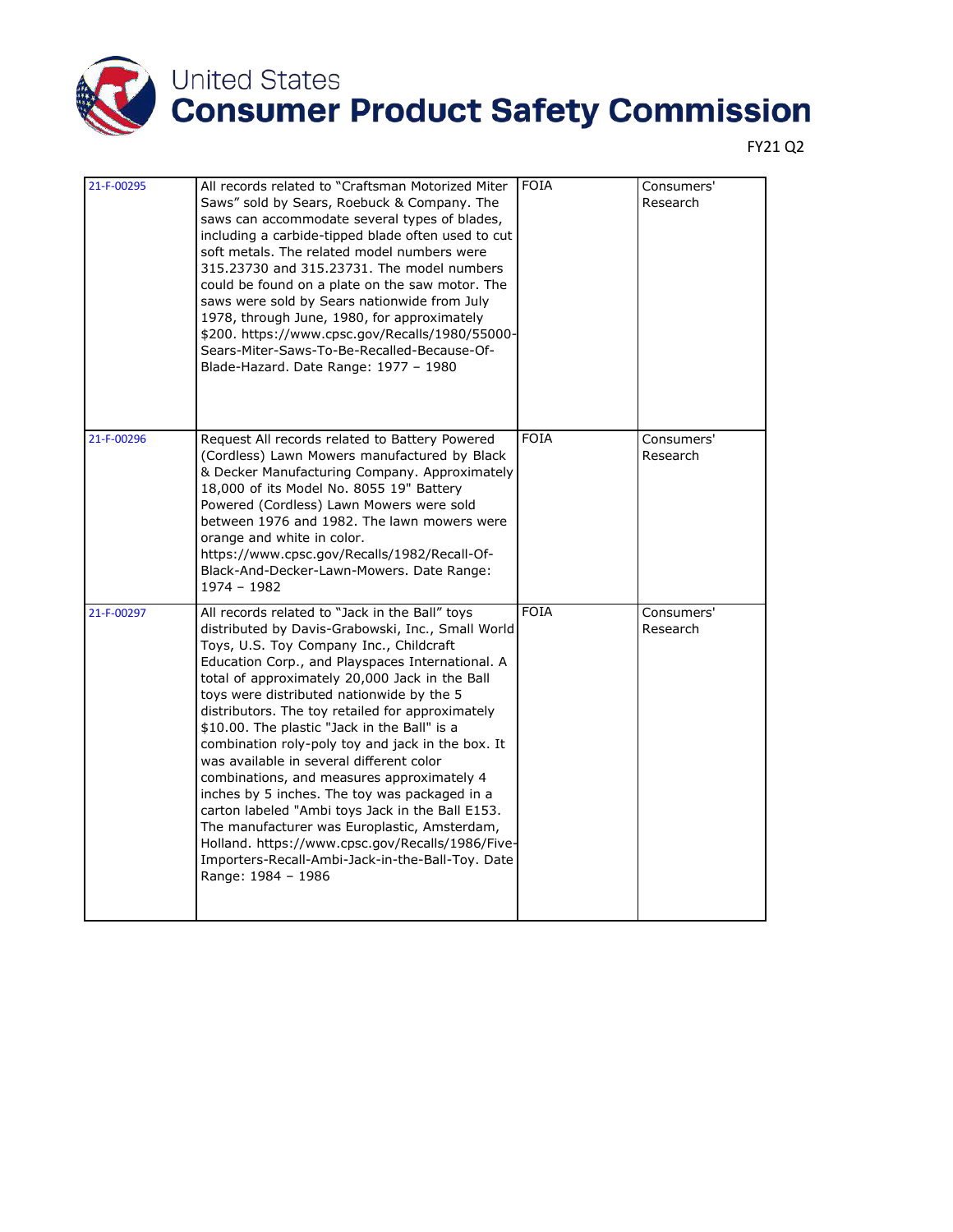| 21-F-00295 | All records related to "Craftsman Motorized Miter Saws" sold by Sears, Roebuck & Company. The saws can accommodate several types of blades, including a carbide-tipped blade often used to cut soft metals. The related model numbers were 315.23730 and 315.23731. The model numbers could be found on a plate on the saw motor. The saws were sold by Sears nationwide from July 1978, through June, 1980, for approximately $200. https://www.cpsc.gov/Recalls/1980/55000-Sears-Miter-Saws-To-Be-Recalled-Because-Of-Blade-Hazard. Date Range: 1977 – 1980 | FOIA | Consumers' Research |
|---|---|---|---|
| 21-F-00296 | Request All records related to Battery Powered (Cordless) Lawn Mowers manufactured by Black & Decker Manufacturing Company. Approximately 18,000 of its Model No. 8055 19" Battery Powered (Cordless) Lawn Mowers were sold between 1976 and 1982. The lawn mowers were orange and white in color. https://www.cpsc.gov/Recalls/1982/Recall-Of-Black-And-Decker-Lawn-Mowers. Date Range: 1974 – 1982 | FOIA | Consumers' Research |
| 21-F-00297 | All records related to "Jack in the Ball" toys distributed by Davis-Grabowski, Inc., Small World Toys, U.S. Toy Company Inc., Childcraft Education Corp., and Playspaces International. A total of approximately 20,000 Jack in the Ball toys were distributed nationwide by the 5 distributors. The toy retailed for approximately $10.00. The plastic "Jack in the Ball" is a combination roly-poly toy and jack in the box. It was available in several different color combinations, and measures approximately 4 inches by 5 inches. The toy was packaged in a carton labeled "Ambi toys Jack in the Ball E153. The manufacturer was Europlastic, Amsterdam, Holland. https://www.cpsc.gov/Recalls/1986/Five-Importers-Recall-Ambi-Jack-in-the-Ball-Toy. Date Range: 1984 – 1986 | FOIA | Consumers' Research |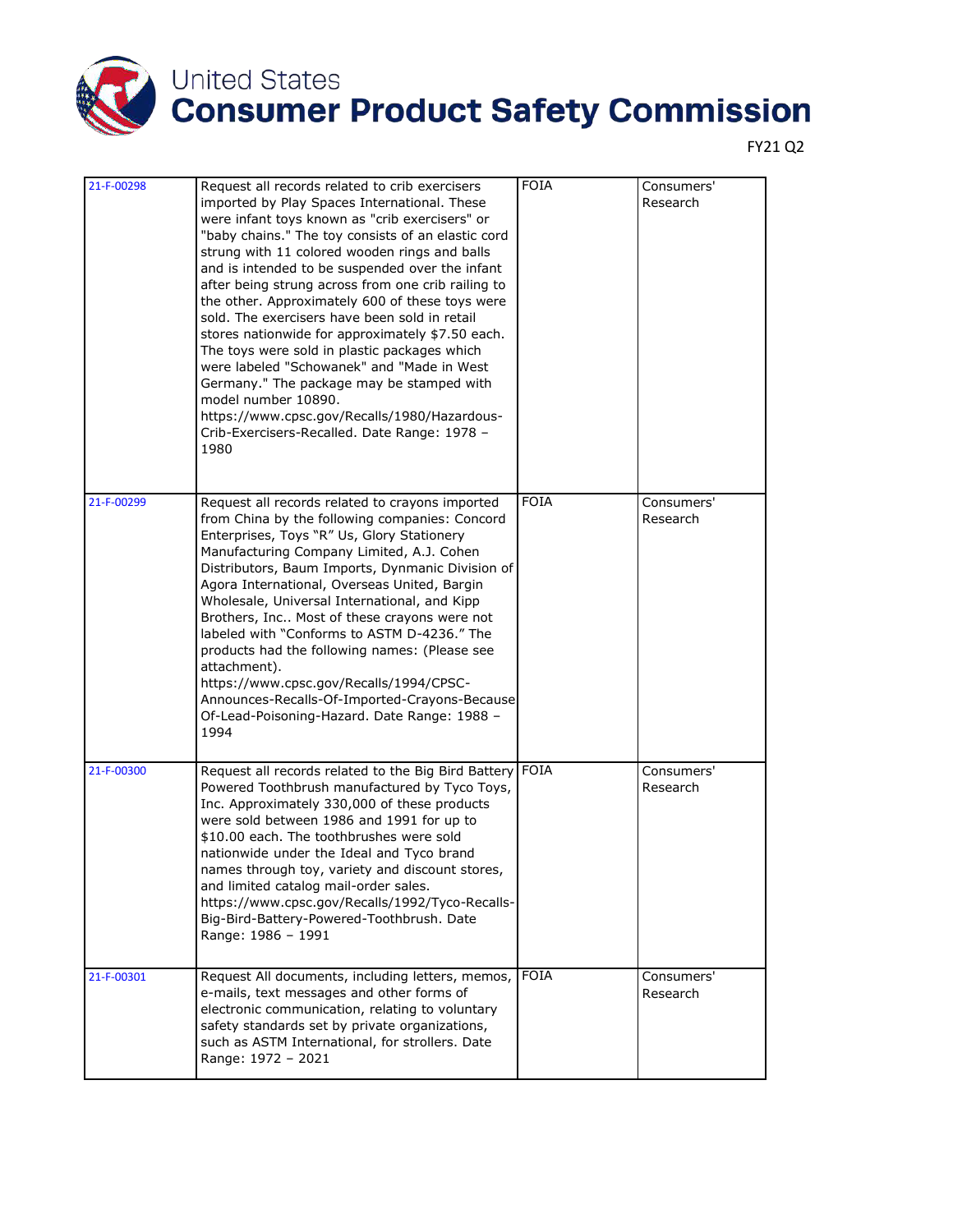FY21 Q2

| | | | |
|---|---|---|---|
| 21-F-00298 | Request all records related to crib exercisers imported by Play Spaces International. These were infant toys known as "crib exercisers" or "baby chains." The toy consists of an elastic cord strung with 11 colored wooden rings and balls and is intended to be suspended over the infant after being strung across from one crib railing to the other. Approximately 600 of these toys were sold. The exercisers have been sold in retail stores nationwide for approximately $7.50 each. The toys were sold in plastic packages which were labeled "Schowanek" and "Made in West Germany." The package may be stamped with model number 10890. https://www.cpsc.gov/Recalls/1980/Hazardous-Crib-Exercisers-Recalled. Date Range: 1978 – 1980 | FOIA | Consumers' Research |
| 21-F-00299 | Request all records related to crayons imported from China by the following companies: Concord Enterprises, Toys "R" Us, Glory Stationery Manufacturing Company Limited, A.J. Cohen Distributors, Baum Imports, Dynmanic Division of Agora International, Overseas United, Bargin Wholesale, Universal International, and Kipp Brothers, Inc.. Most of these crayons were not labeled with "Conforms to ASTM D-4236." The products had the following names: (Please see attachment). https://www.cpsc.gov/Recalls/1994/CPSC-Announces-Recalls-Of-Imported-Crayons-Because Of-Lead-Poisoning-Hazard. Date Range: 1988 – 1994 | FOIA | Consumers' Research |
| 21-F-00300 | Request all records related to the Big Bird Battery Powered Toothbrush manufactured by Tyco Toys, Inc. Approximately 330,000 of these products were sold between 1986 and 1991 for up to $10.00 each. The toothbrushes were sold nationwide under the Ideal and Tyco brand names through toy, variety and discount stores, and limited catalog mail-order sales. https://www.cpsc.gov/Recalls/1992/Tyco-Recalls-Big-Bird-Battery-Powered-Toothbrush. Date Range: 1986 – 1991 | FOIA | Consumers' Research |
| 21-F-00301 | Request All documents, including letters, memos, e-mails, text messages and other forms of electronic communication, relating to voluntary safety standards set by private organizations, such as ASTM International, for strollers. Date Range: 1972 – 2021 | FOIA | Consumers' Research |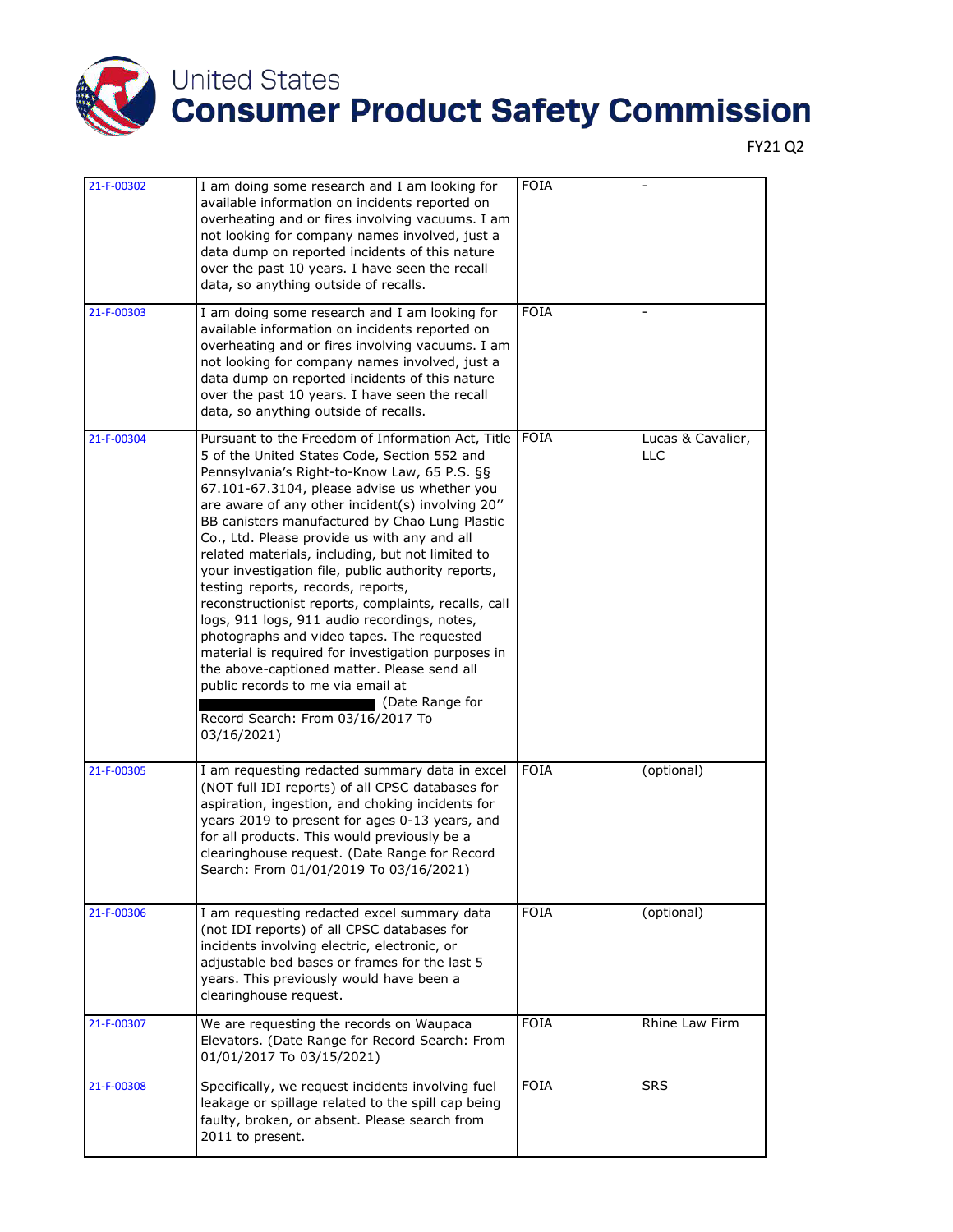# United States Consumer Product Safety Commission

FY21 Q2

| | | | |
|---|---|---|---|
| 21-F-00302 | I am doing some research and I am looking for available information on incidents reported on overheating and or fires involving vacuums. I am not looking for company names involved, just a data dump on reported incidents of this nature over the past 10 years. I have seen the recall data, so anything outside of recalls. | FOIA | - |
| 21-F-00303 | I am doing some research and I am looking for available information on incidents reported on overheating and or fires involving vacuums. I am not looking for company names involved, just a data dump on reported incidents of this nature over the past 10 years. I have seen the recall data, so anything outside of recalls. | FOIA | - |
| 21-F-00304 | Pursuant to the Freedom of Information Act, Title 5 of the United States Code, Section 552 and Pennsylvania's Right-to-Know Law, 65 P.S. §§ 67.101-67.3104, please advise us whether you are aware of any other incident(s) involving 20'' BB canisters manufactured by Chao Lung Plastic Co., Ltd. Please provide us with any and all related materials, including, but not limited to your investigation file, public authority reports, testing reports, records, reports, reconstructionist reports, complaints, recalls, call logs, 911 logs, 911 audio recordings, notes, photographs and video tapes. The requested material is required for investigation purposes in the above-captioned matter. Please send all public records to me via email at [REDACTED] (Date Range for Record Search: From 03/16/2017 To 03/16/2021) | FOIA | Lucas & Cavalier, LLC |
| 21-F-00305 | I am requesting redacted summary data in excel (NOT full IDI reports) of all CPSC databases for aspiration, ingestion, and choking incidents for years 2019 to present for ages 0-13 years, and for all products. This would previously be a clearinghouse request. (Date Range for Record Search: From 01/01/2019 To 03/16/2021) | FOIA | (optional) |
| 21-F-00306 | I am requesting redacted excel summary data (not IDI reports) of all CPSC databases for incidents involving electric, electronic, or adjustable bed bases or frames for the last 5 years. This previously would have been a clearinghouse request. | FOIA | (optional) |
| 21-F-00307 | We are requesting the records on Waupaca Elevators. (Date Range for Record Search: From 01/01/2017 To 03/15/2021) | FOIA | Rhine Law Firm |
| 21-F-00308 | Specifically, we request incidents involving fuel leakage or spillage related to the spill cap being faulty, broken, or absent. Please search from 2011 to present. | FOIA | SRS |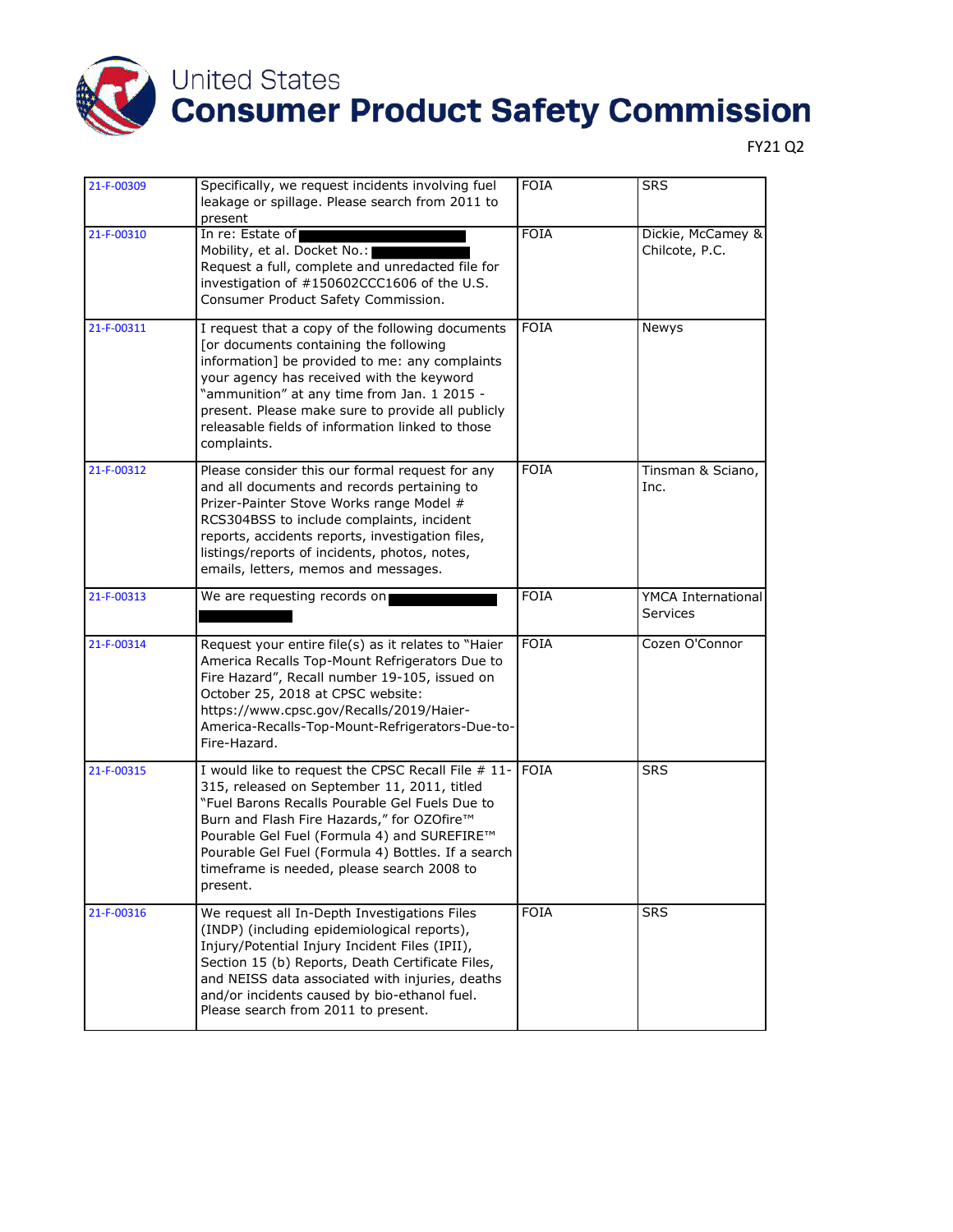# United States Consumer Product Safety Commission

FY21 Q2

| | | | |
|---|---|---|---|
| 21-F-00309 | Specifically, we request incidents involving fuel leakage or spillage. Please search from 2011 to present | FOIA | SRS |
| 21-F-00310 | In re: Estate of ███ Mobility, et al. Docket No.: ███ Request a full, complete and unredacted file for investigation of #150602CCC1606 of the U.S. Consumer Product Safety Commission. | FOIA | Dickie, McCamey & Chilcote, P.C. |
| 21-F-00311 | I request that a copy of the following documents [or documents containing the following information] be provided to me: any complaints your agency has received with the keyword "ammunition" at any time from Jan. 1 2015 - present. Please make sure to provide all publicly releasable fields of information linked to those complaints. | FOIA | Newys |
| 21-F-00312 | Please consider this our formal request for any and all documents and records pertaining to Prizer-Painter Stove Works range Model # RCS304BSS to include complaints, incident reports, accidents reports, investigation files, listings/reports of incidents, photos, notes, emails, letters, memos and messages. | FOIA | Tinsman & Sciano, Inc. |
| 21-F-00313 | We are requesting records on ███ | FOIA | YMCA International Services |
| 21-F-00314 | Request your entire file(s) as it relates to "Haier America Recalls Top-Mount Refrigerators Due to Fire Hazard", Recall number 19-105, issued on October 25, 2018 at CPSC website: https://www.cpsc.gov/Recalls/2019/Haier-America-Recalls-Top-Mount-Refrigerators-Due-to-Fire-Hazard. | FOIA | Cozen O'Connor |
| 21-F-00315 | I would like to request the CPSC Recall File # 11-315, released on September 11, 2011, titled "Fuel Barons Recalls Pourable Gel Fuels Due to Burn and Flash Fire Hazards," for OZOfire™ Pourable Gel Fuel (Formula 4) and SUREFIRE™ Pourable Gel Fuel (Formula 4) Bottles. If a search timeframe is needed, please search 2008 to present. | FOIA | SRS |
| 21-F-00316 | We request all In-Depth Investigations Files (INDP) (including epidemiological reports), Injury/Potential Injury Incident Files (IPII), Section 15 (b) Reports, Death Certificate Files, and NEISS data associated with injuries, deaths and/or incidents caused by bio-ethanol fuel. Please search from 2011 to present. | FOIA | SRS |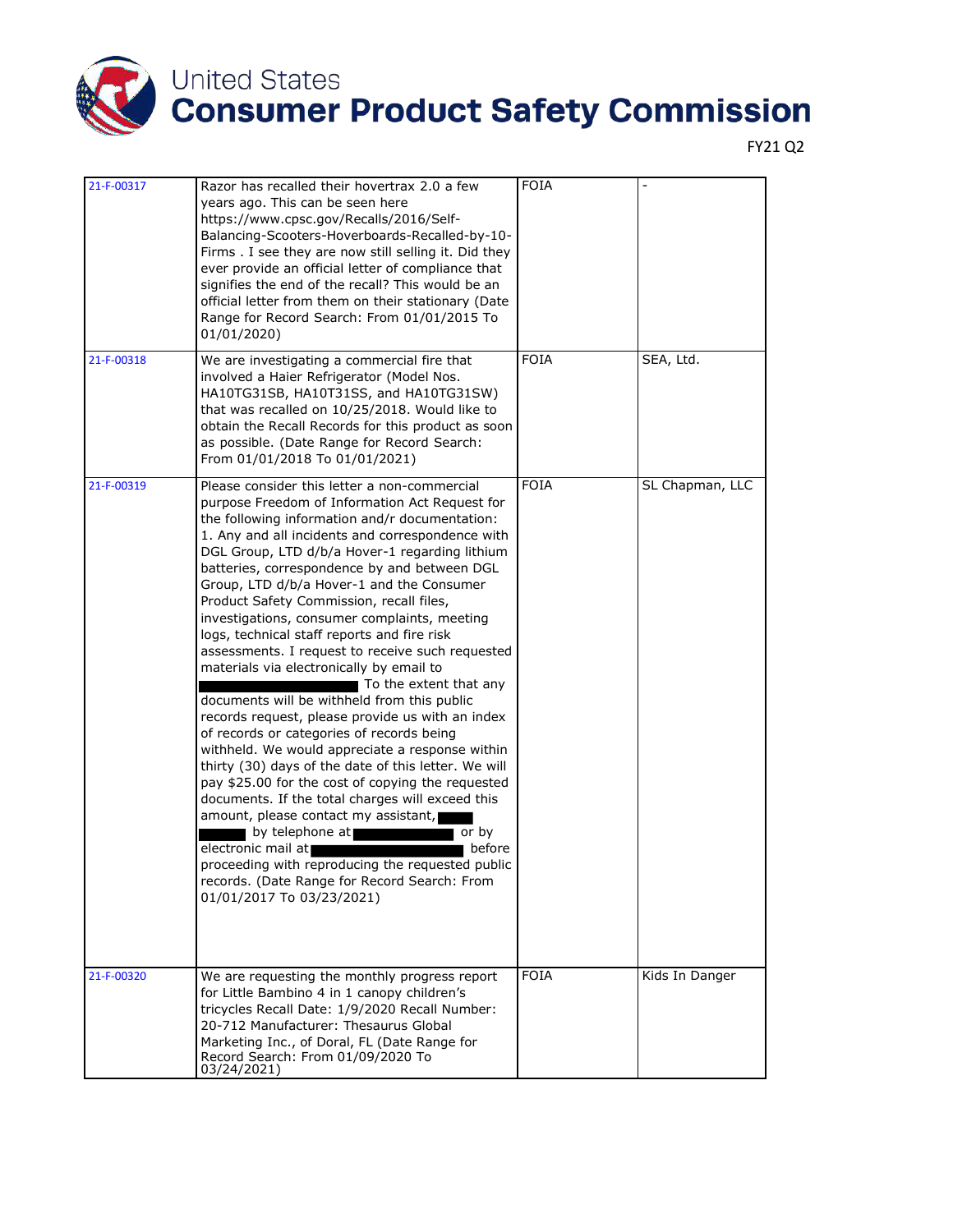# United States Consumer Product Safety Commission

FY21 Q2

| 21-F-00317 | Razor has recalled their hovertrax 2.0 a few years ago. This can be seen here https://www.cpsc.gov/Recalls/2016/Self-Balancing-Scooters-Hoverboards-Recalled-by-10-Firms . I see they are now still selling it. Did they ever provide an official letter of compliance that signifies the end of the recall? This would be an official letter from them on their stationary (Date Range for Record Search: From 01/01/2015 To 01/01/2020) | FOIA | - |
|---|---|---|---|
| 21-F-00318 | We are investigating a commercial fire that involved a Haier Refrigerator (Model Nos. HA10TG31SB, HA10T31SS, and HA10TG31SW) that was recalled on 10/25/2018. Would like to obtain the Recall Records for this product as soon as possible. (Date Range for Record Search: From 01/01/2018 To 01/01/2021) | FOIA | SEA, Ltd. |
| 21-F-00319 | Please consider this letter a non-commercial purpose Freedom of Information Act Request for the following information and/r documentation: 1. Any and all incidents and correspondence with DGL Group, LTD d/b/a Hover-1 regarding lithium batteries, correspondence by and between DGL Group, LTD d/b/a Hover-1 and the Consumer Product Safety Commission, recall files, investigations, consumer complaints, meeting logs, technical staff reports and fire risk assessments. I request to receive such requested materials via electronically by email to ████ To the extent that any documents will be withheld from this public records request, please provide us with an index of records or categories of records being withheld. We would appreciate a response within thirty (30) days of the date of this letter. We will pay $25.00 for the cost of copying the requested documents. If the total charges will exceed this amount, please contact my assistant, ████ by telephone at ████ or by electronic mail at ████ before proceeding with reproducing the requested public records. (Date Range for Record Search: From 01/01/2017 To 03/23/2021) | FOIA | SL Chapman, LLC |
| 21-F-00320 | We are requesting the monthly progress report for Little Bambino 4 in 1 canopy children's tricycles Recall Date: 1/9/2020 Recall Number: 20-712 Manufacturer: Thesaurus Global Marketing Inc., of Doral, FL (Date Range for Record Search: From 01/09/2020 To 03/24/2021) | FOIA | Kids In Danger |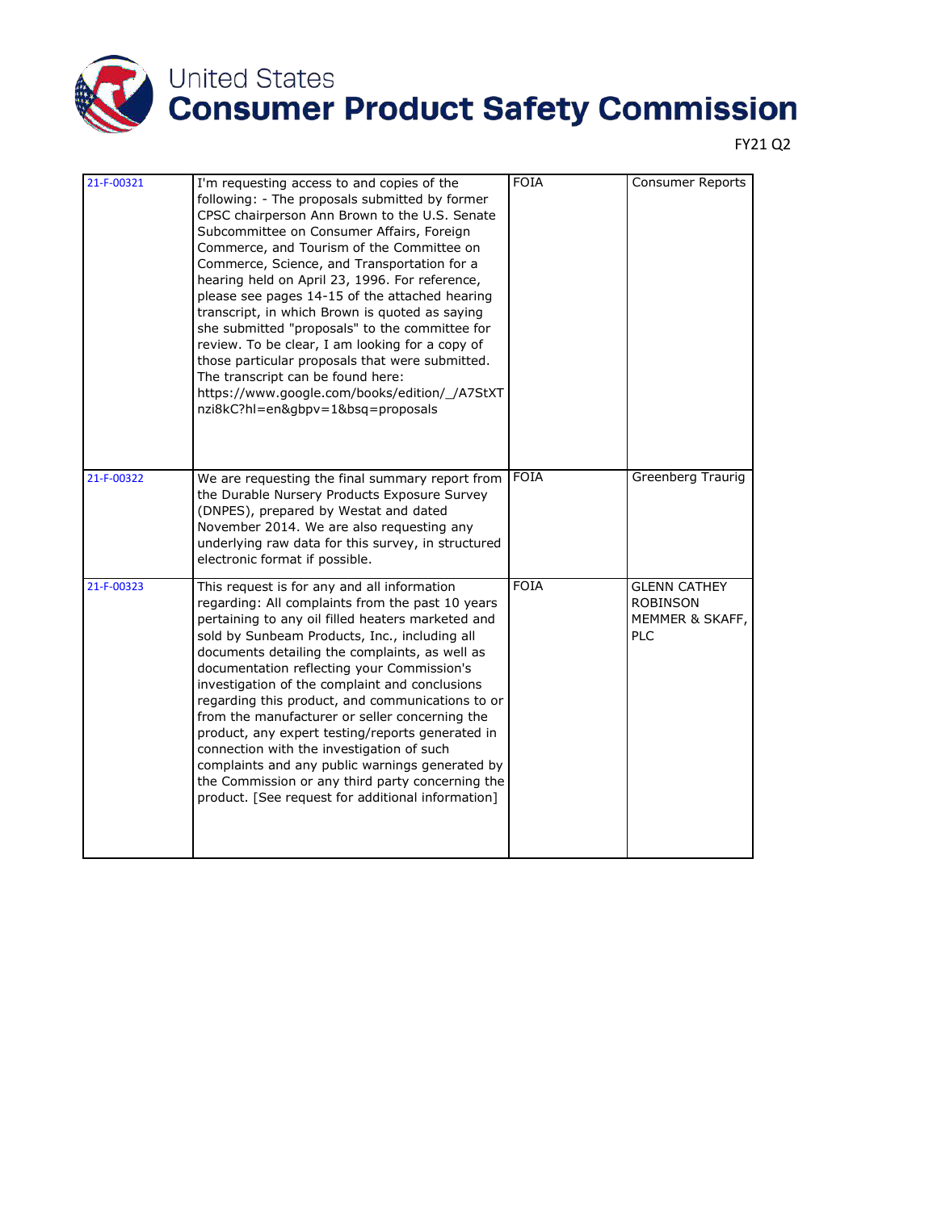# United States Consumer Product Safety Commission

FY21 Q2

| | | | |
|---|---|---|---|
| 21-F-00321 | I'm requesting access to and copies of the following: - The proposals submitted by former CPSC chairperson Ann Brown to the U.S. Senate Subcommittee on Consumer Affairs, Foreign Commerce, and Tourism of the Committee on Commerce, Science, and Transportation for a hearing held on April 23, 1996. For reference, please see pages 14-15 of the attached hearing transcript, in which Brown is quoted as saying she submitted "proposals" to the committee for review. To be clear, I am looking for a copy of those particular proposals that were submitted. The transcript can be found here: https://www.google.com/books/edition/_/A7StXTnzi8kC?hl=en&gbpv=1&bsq=proposals | FOIA | Consumer Reports |
| 21-F-00322 | We are requesting the final summary report from the Durable Nursery Products Exposure Survey (DNPES), prepared by Westat and dated November 2014. We are also requesting any underlying raw data for this survey, in structured electronic format if possible. | FOIA | Greenberg Traurig |
| 21-F-00323 | This request is for any and all information regarding: All complaints from the past 10 years pertaining to any oil filled heaters marketed and sold by Sunbeam Products, Inc., including all documents detailing the complaints, as well as documentation reflecting your Commission's investigation of the complaint and conclusions regarding this product, and communications to or from the manufacturer or seller concerning the product, any expert testing/reports generated in connection with the investigation of such complaints and any public warnings generated by the Commission or any third party concerning the product. [See request for additional information] | FOIA | GLENN CATHEY ROBINSON MEMMER & SKAFF, PLC |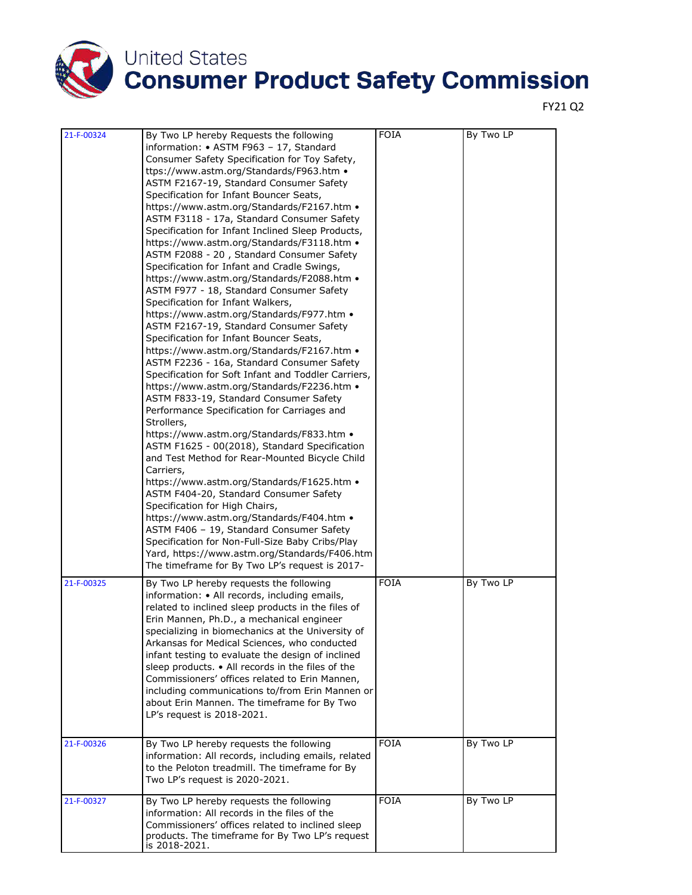# United States Consumer Product Safety Commission

FY21 Q2

| | | | |
|---|---|---|---|
| 21-F-00324 | By Two LP hereby Requests the following information: • ASTM F963 – 17, Standard Consumer Safety Specification for Toy Safety, ttps://www.astm.org/Standards/F963.htm • ASTM F2167-19, Standard Consumer Safety Specification for Infant Bouncer Seats, https://www.astm.org/Standards/F2167.htm • ASTM F3118 - 17a, Standard Consumer Safety Specification for Infant Inclined Sleep Products, https://www.astm.org/Standards/F3118.htm • ASTM F2088 - 20 , Standard Consumer Safety Specification for Infant and Cradle Swings, https://www.astm.org/Standards/F2088.htm • ASTM F977 - 18, Standard Consumer Safety Specification for Infant Walkers, https://www.astm.org/Standards/F977.htm • ASTM F2167-19, Standard Consumer Safety Specification for Infant Bouncer Seats, https://www.astm.org/Standards/F2167.htm • ASTM F2236 - 16a, Standard Consumer Safety Specification for Soft Infant and Toddler Carriers, https://www.astm.org/Standards/F2236.htm • ASTM F833-19, Standard Consumer Safety Performance Specification for Carriages and Strollers, https://www.astm.org/Standards/F833.htm • ASTM F1625 - 00(2018), Standard Specification and Test Method for Rear-Mounted Bicycle Child Carriers, https://www.astm.org/Standards/F1625.htm • ASTM F404-20, Standard Consumer Safety Specification for High Chairs, https://www.astm.org/Standards/F404.htm • ASTM F406 – 19, Standard Consumer Safety Specification for Non-Full-Size Baby Cribs/Play Yard, https://www.astm.org/Standards/F406.htm The timeframe for By Two LP's request is 2017- | FOIA | By Two LP |
| 21-F-00325 | By Two LP hereby requests the following information: • All records, including emails, related to inclined sleep products in the files of Erin Mannen, Ph.D., a mechanical engineer specializing in biomechanics at the University of Arkansas for Medical Sciences, who conducted infant testing to evaluate the design of inclined sleep products. • All records in the files of the Commissioners' offices related to Erin Mannen, including communications to/from Erin Mannen or about Erin Mannen. The timeframe for By Two LP's request is 2018-2021. | FOIA | By Two LP |
| 21-F-00326 | By Two LP hereby requests the following information: All records, including emails, related to the Peloton treadmill. The timeframe for By Two LP's request is 2020-2021. | FOIA | By Two LP |
| 21-F-00327 | By Two LP hereby requests the following information: All records in the files of the Commissioners' offices related to inclined sleep products. The timeframe for By Two LP's request is 2018-2021. | FOIA | By Two LP |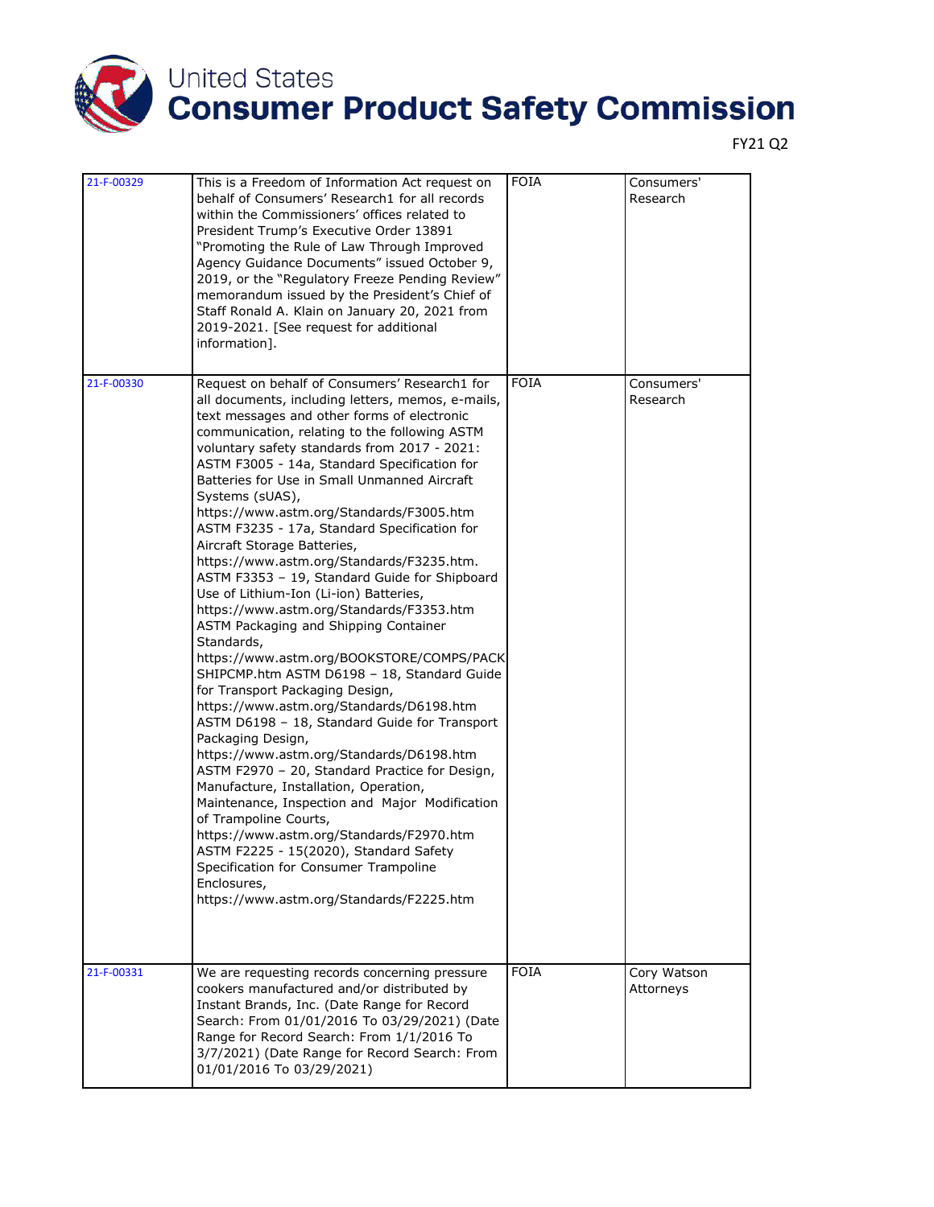| | | | |
|---|---|---|---|
| 21-F-00329 | This is a Freedom of Information Act request on behalf of Consumers' Research1 for all records within the Commissioners' offices related to President Trump's Executive Order 13891 "Promoting the Rule of Law Through Improved Agency Guidance Documents" issued October 9, 2019, or the "Regulatory Freeze Pending Review" memorandum issued by the President's Chief of Staff Ronald A. Klain on January 20, 2021 from 2019-2021. [See request for additional information]. | FOIA | Consumers' Research |
| 21-F-00330 | Request on behalf of Consumers' Research1 for all documents, including letters, memos, e-mails, text messages and other forms of electronic communication, relating to the following ASTM voluntary safety standards from 2017 - 2021: ASTM F3005 - 14a, Standard Specification for Batteries for Use in Small Unmanned Aircraft Systems (sUAS), https://www.astm.org/Standards/F3005.htm ASTM F3235 - 17a, Standard Specification for Aircraft Storage Batteries, https://www.astm.org/Standards/F3235.htm. ASTM F3353 – 19, Standard Guide for Shipboard Use of Lithium-Ion (Li-ion) Batteries, https://www.astm.org/Standards/F3353.htm ASTM Packaging and Shipping Container Standards, https://www.astm.org/BOOKSTORE/COMPS/PACKSHIPCMP.htm ASTM D6198 – 18, Standard Guide for Transport Packaging Design, https://www.astm.org/Standards/D6198.htm ASTM D6198 – 18, Standard Guide for Transport Packaging Design, https://www.astm.org/Standards/D6198.htm ASTM F2970 – 20, Standard Practice for Design, Manufacture, Installation, Operation, Maintenance, Inspection and Major Modification of Trampoline Courts, https://www.astm.org/Standards/F2970.htm ASTM F2225 - 15(2020), Standard Safety Specification for Consumer Trampoline Enclosures, https://www.astm.org/Standards/F2225.htm | FOIA | Consumers' Research |
| 21-F-00331 | We are requesting records concerning pressure cookers manufactured and/or distributed by Instant Brands, Inc. (Date Range for Record Search: From 01/01/2016 To 03/29/2021) (Date Range for Record Search: From 1/1/2016 To 3/7/2021) (Date Range for Record Search: From 01/01/2016 To 03/29/2021) | FOIA | Cory Watson Attorneys |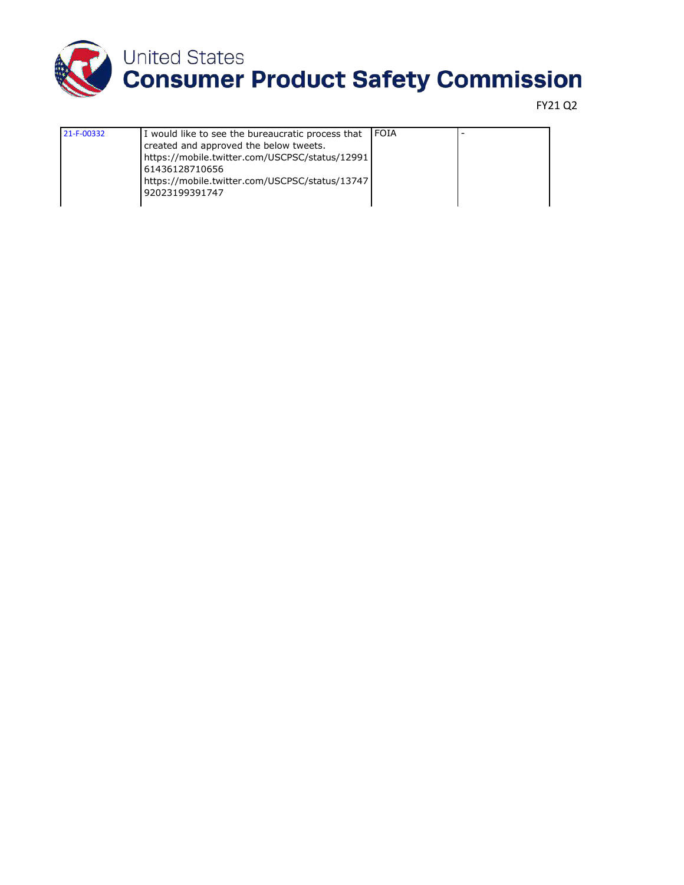| | | | |
|---|---|---|---|
| 21-F-00332 | I would like to see the bureaucratic process that created and approved the below tweets. https://mobile.twitter.com/USCPSC/status/1299161436128710656 https://mobile.twitter.com/USCPSC/status/1374792023199391747 | FOIA | - |